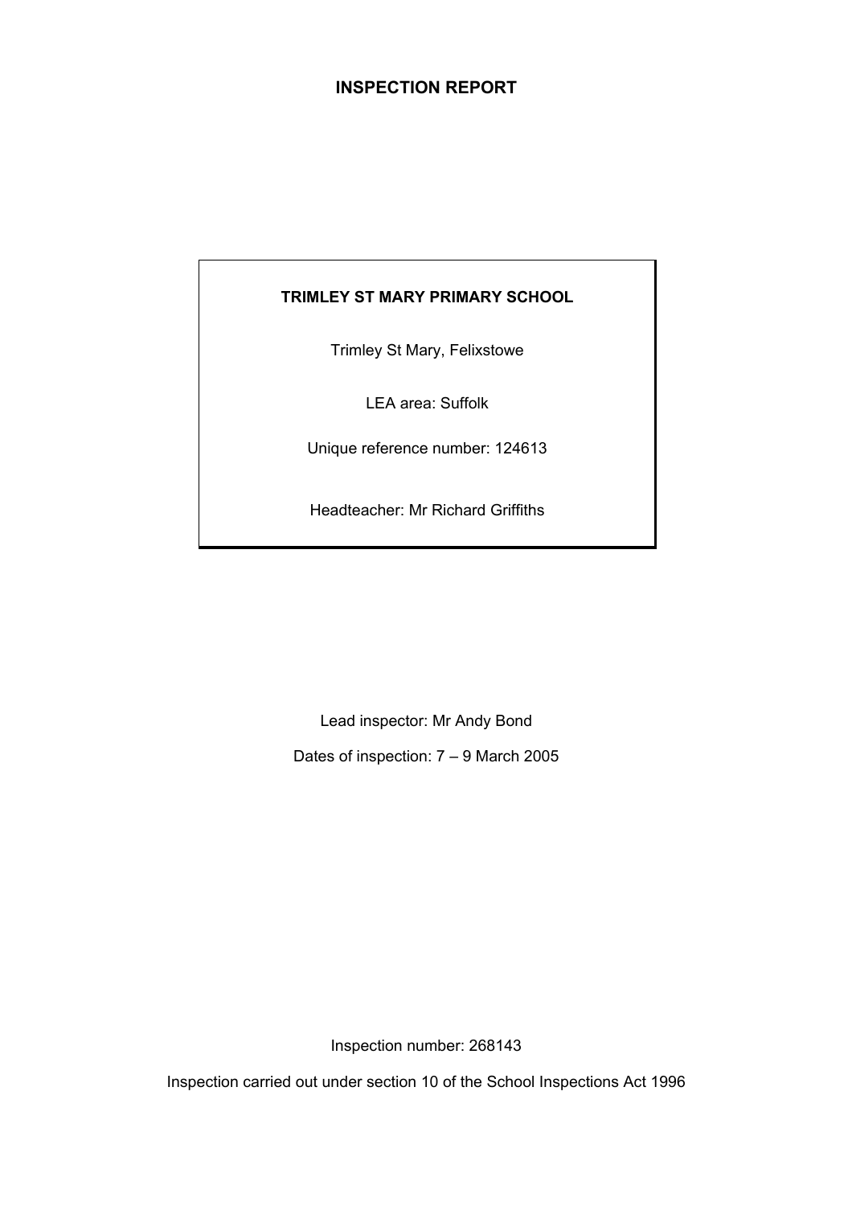# INSPECTION REPORT

**TRIMLEY ST MARY PRIMARY SCHOOL**

Trimley St Mary, Felixstowe

LEA area: Suffolk

Unique reference number: 124613

Headteacher: Mr Richard Griffiths

Lead inspector: Mr Andy Bond

Dates of inspection: 7 – 9 March 2005

Inspection number: 268143

Inspection carried out under section 10 of the School Inspections Act 1996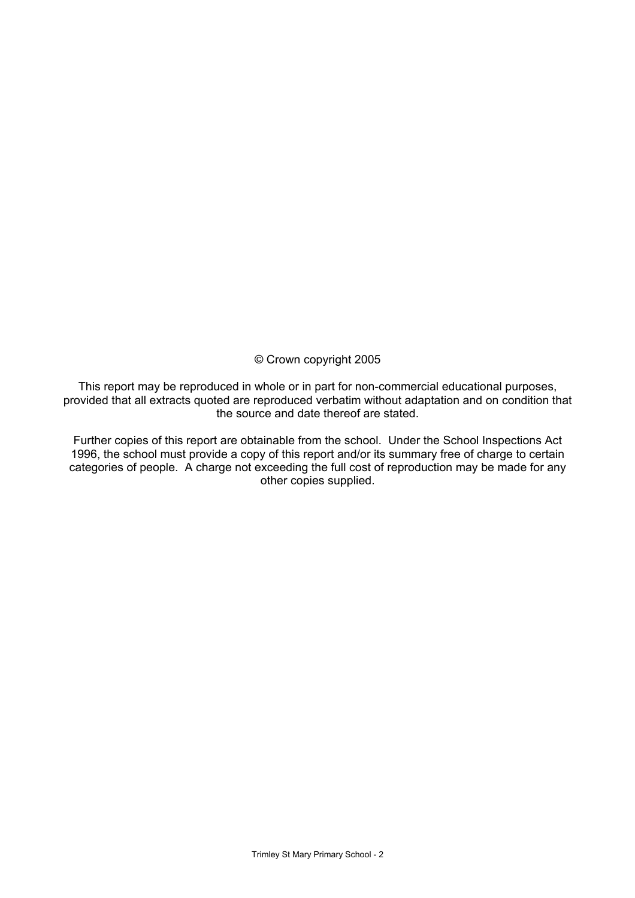© Crown copyright 2005

This report may be reproduced in whole or in part for non-commercial educational purposes, provided that all extracts quoted are reproduced verbatim without adaptation and on condition that the source and date thereof are stated.

Further copies of this report are obtainable from the school. Under the School Inspections Act 1996, the school must provide a copy of this report and/or its summary free of charge to certain categories of people. A charge not exceeding the full cost of reproduction may be made for any other copies supplied.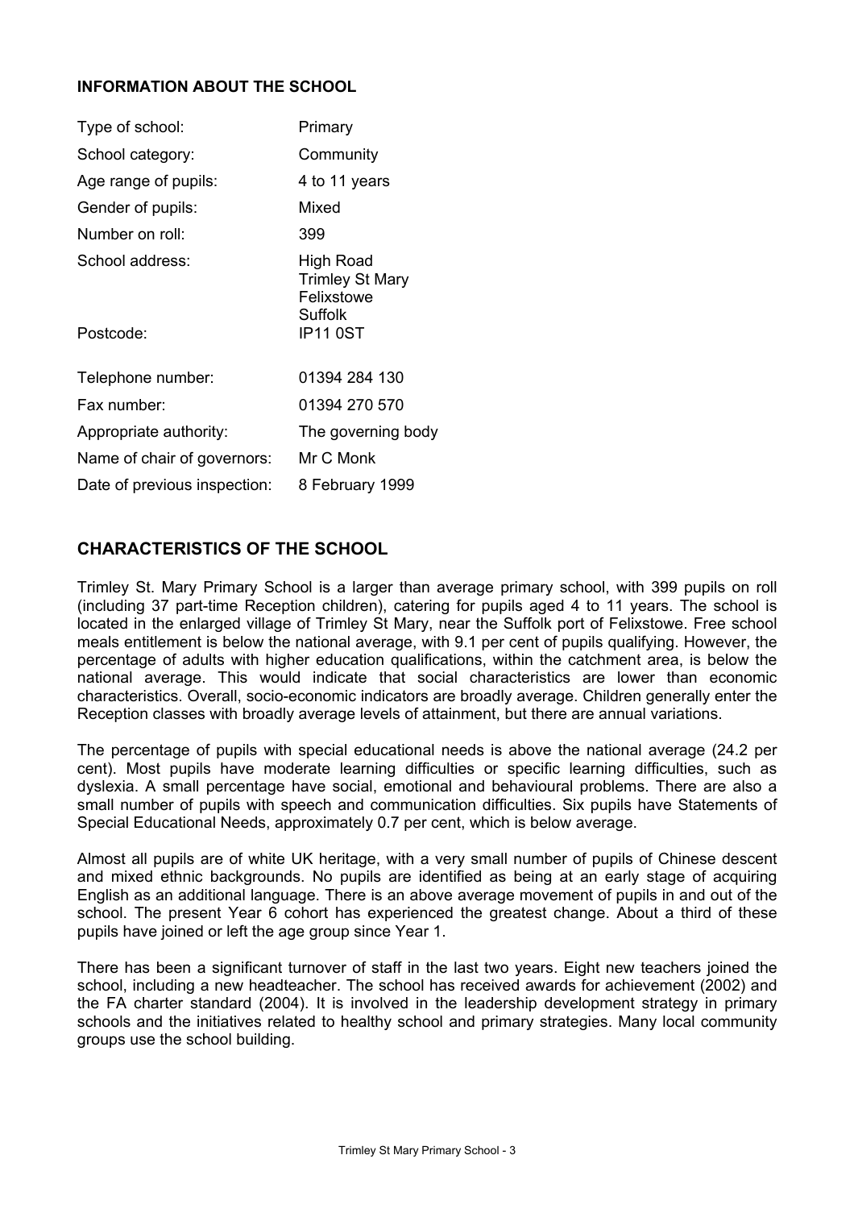## INFORMATION ABOUT THE SCHOOL

| | |
|---|---|
| Type of school: | Primary |
| School category: | Community |
| Age range of pupils: | 4 to 11 years |
| Gender of pupils: | Mixed |
| Number on roll: | 399 |
| School address: | High Road<br>Trimley St Mary<br>Felixstowe<br>Suffolk |
| Postcode: | IP11 0ST |
| Telephone number: | 01394 284 130 |
| Fax number: | 01394 270 570 |
| Appropriate authority: | The governing body |
| Name of chair of governors: | Mr C Monk |
| Date of previous inspection: | 8 February 1999 |

## CHARACTERISTICS OF THE SCHOOL

Trimley St. Mary Primary School is a larger than average primary school, with 399 pupils on roll (including 37 part-time Reception children), catering for pupils aged 4 to 11 years. The school is located in the enlarged village of Trimley St Mary, near the Suffolk port of Felixstowe. Free school meals entitlement is below the national average, with 9.1 per cent of pupils qualifying. However, the percentage of adults with higher education qualifications, within the catchment area, is below the national average. This would indicate that social characteristics are lower than economic characteristics. Overall, socio-economic indicators are broadly average. Children generally enter the Reception classes with broadly average levels of attainment, but there are annual variations.

The percentage of pupils with special educational needs is above the national average (24.2 per cent). Most pupils have moderate learning difficulties or specific learning difficulties, such as dyslexia. A small percentage have social, emotional and behavioural problems. There are also a small number of pupils with speech and communication difficulties. Six pupils have Statements of Special Educational Needs, approximately 0.7 per cent, which is below average.

Almost all pupils are of white UK heritage, with a very small number of pupils of Chinese descent and mixed ethnic backgrounds. No pupils are identified as being at an early stage of acquiring English as an additional language. There is an above average movement of pupils in and out of the school. The present Year 6 cohort has experienced the greatest change. About a third of these pupils have joined or left the age group since Year 1.

There has been a significant turnover of staff in the last two years. Eight new teachers joined the school, including a new headteacher. The school has received awards for achievement (2002) and the FA charter standard (2004). It is involved in the leadership development strategy in primary schools and the initiatives related to healthy school and primary strategies. Many local community groups use the school building.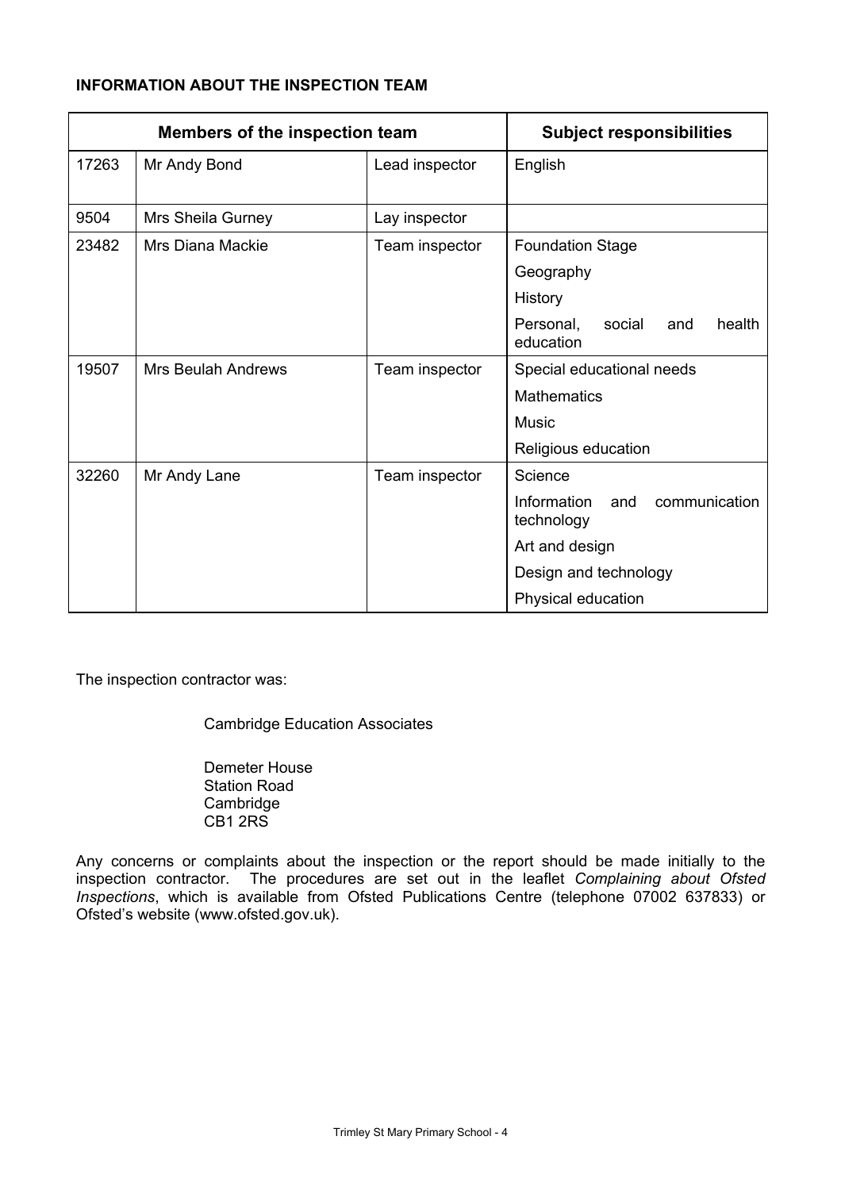**INFORMATION ABOUT THE INSPECTION TEAM**

| Members of the inspection team | | | Subject responsibilities |
|---|---|---|---|
| 17263 | Mr Andy Bond | Lead inspector | English |
| 9504 | Mrs Sheila Gurney | Lay inspector | |
| 23482 | Mrs Diana Mackie | Team inspector | Foundation Stage |
| | | | Geography |
| | | | History |
| | | | Personal, social and health education |
| 19507 | Mrs Beulah Andrews | Team inspector | Special educational needs |
| | | | Mathematics |
| | | | Music |
| | | | Religious education |
| 32260 | Mr Andy Lane | Team inspector | Science |
| | | | Information and communication technology |
| | | | Art and design |
| | | | Design and technology |
| | | | Physical education |

The inspection contractor was:

Cambridge Education Associates

Demeter House
Station Road
Cambridge
CB1 2RS

Any concerns or complaints about the inspection or the report should be made initially to the inspection contractor. The procedures are set out in the leaflet *Complaining about Ofsted Inspections*, which is available from Ofsted Publications Centre (telephone 07002 637833) or Ofsted's website (www.ofsted.gov.uk).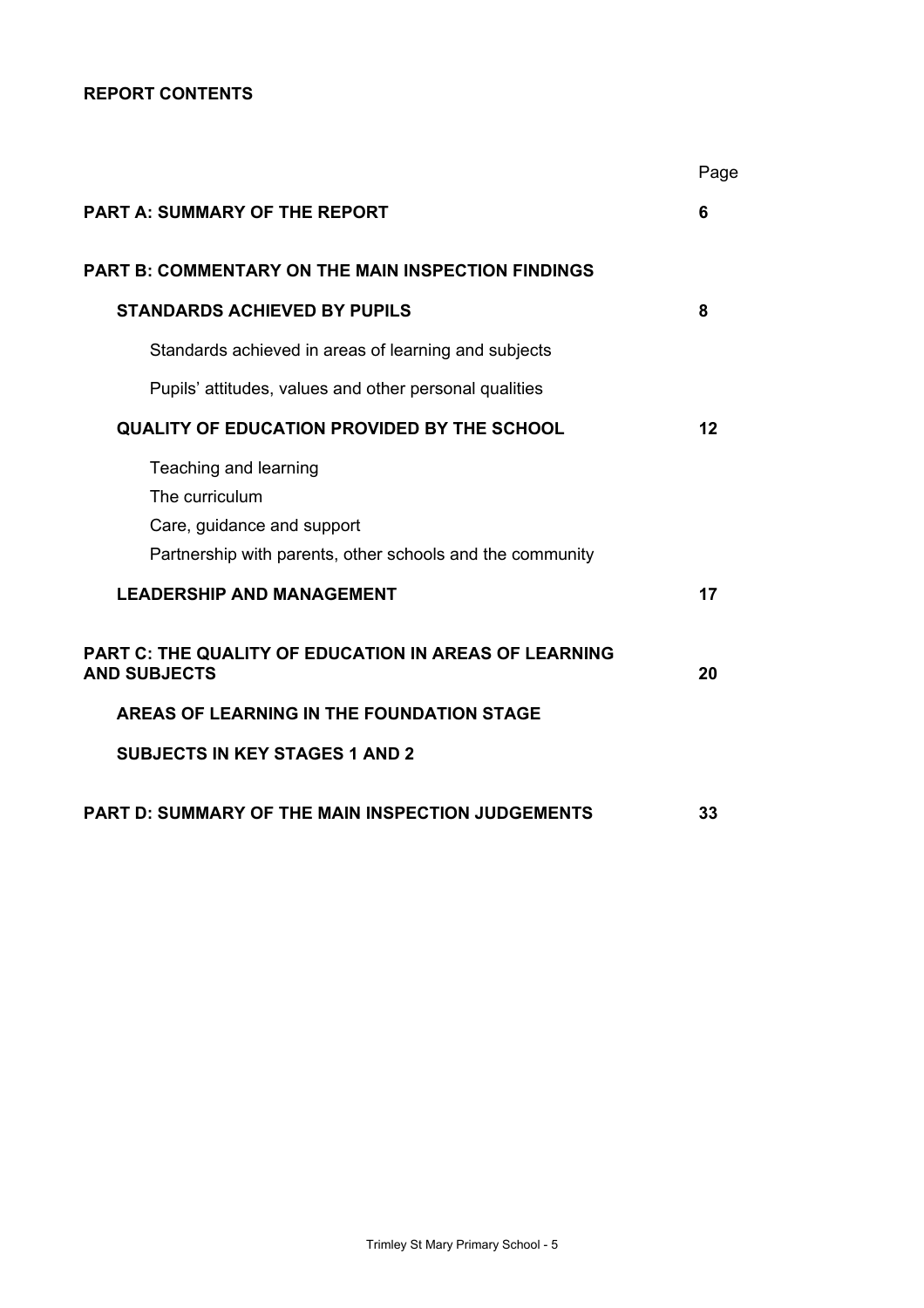**REPORT CONTENTS**

| | Page |
|---|---|
| **PART A: SUMMARY OF THE REPORT** | **6** |
| **PART B: COMMENTARY ON THE MAIN INSPECTION FINDINGS** | |
| **STANDARDS ACHIEVED BY PUPILS** | **8** |
| Standards achieved in areas of learning and subjects | |
| Pupils' attitudes, values and other personal qualities | |
| **QUALITY OF EDUCATION PROVIDED BY THE SCHOOL** | **12** |
| Teaching and learning | |
| The curriculum | |
| Care, guidance and support | |
| Partnership with parents, other schools and the community | |
| **LEADERSHIP AND MANAGEMENT** | **17** |
| **PART C: THE QUALITY OF EDUCATION IN AREAS OF LEARNING AND SUBJECTS** | **20** |
| **AREAS OF LEARNING IN THE FOUNDATION STAGE** | |
| **SUBJECTS IN KEY STAGES 1 AND 2** | |
| **PART D: SUMMARY OF THE MAIN INSPECTION JUDGEMENTS** | **33** |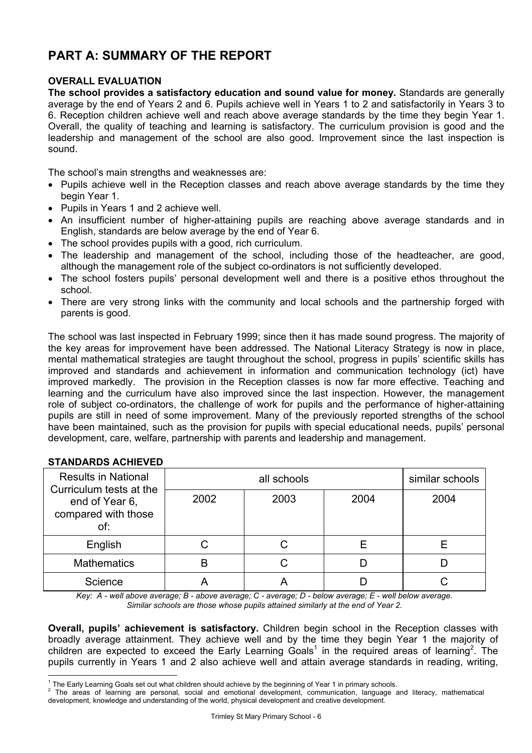# PART A: SUMMARY OF THE REPORT

**OVERALL EVALUATION**

**The school provides a satisfactory education and sound value for money.** Standards are generally average by the end of Years 2 and 6. Pupils achieve well in Years 1 to 2 and satisfactorily in Years 3 to 6. Reception children achieve well and reach above average standards by the time they begin Year 1. Overall, the quality of teaching and learning is satisfactory. The curriculum provision is good and the leadership and management of the school are also good. Improvement since the last inspection is sound.

The school's main strengths and weaknesses are:

- Pupils achieve well in the Reception classes and reach above average standards by the time they begin Year 1.
- Pupils in Years 1 and 2 achieve well.
- An insufficient number of higher-attaining pupils are reaching above average standards and in English, standards are below average by the end of Year 6.
- The school provides pupils with a good, rich curriculum.
- The leadership and management of the school, including those of the headteacher, are good, although the management role of the subject co-ordinators is not sufficiently developed.
- The school fosters pupils' personal development well and there is a positive ethos throughout the school.
- There are very strong links with the community and local schools and the partnership forged with parents is good.

The school was last inspected in February 1999; since then it has made sound progress. The majority of the key areas for improvement have been addressed. The National Literacy Strategy is now in place, mental mathematical strategies are taught throughout the school, progress in pupils' scientific skills has improved and standards and achievement in information and communication technology (ict) have improved markedly. The provision in the Reception classes is now far more effective. Teaching and learning and the curriculum have also improved since the last inspection. However, the management role of subject co-ordinators, the challenge of work for pupils and the performance of higher-attaining pupils are still in need of some improvement. Many of the previously reported strengths of the school have been maintained, such as the provision for pupils with special educational needs, pupils' personal development, care, welfare, partnership with parents and leadership and management.

**STANDARDS ACHIEVED**

| Results in National Curriculum tests at the end of Year 6, compared with those of: | all schools | | | similar schools |
|---|---|---|---|---|
| | 2002 | 2003 | 2004 | 2004 |
| English | C | C | E | E |
| Mathematics | B | C | D | D |
| Science | A | A | D | C |

*Key: A - well above average; B - above average; C - average; D - below average; E - well below average. Similar schools are those whose pupils attained similarly at the end of Year 2.*

**Overall, pupils' achievement is satisfactory.** Children begin school in the Reception classes with broadly average attainment. They achieve well and by the time they begin Year 1 the majority of children are expected to exceed the Early Learning Goals[1] in the required areas of learning[2]. The pupils currently in Years 1 and 2 also achieve well and attain average standards in reading, writing,

[1] The Early Learning Goals set out what children should achieve by the beginning of Year 1 in primary schools.

[2] The areas of learning are personal, social and emotional development, communication, language and literacy, mathematical development, knowledge and understanding of the world, physical development and creative development.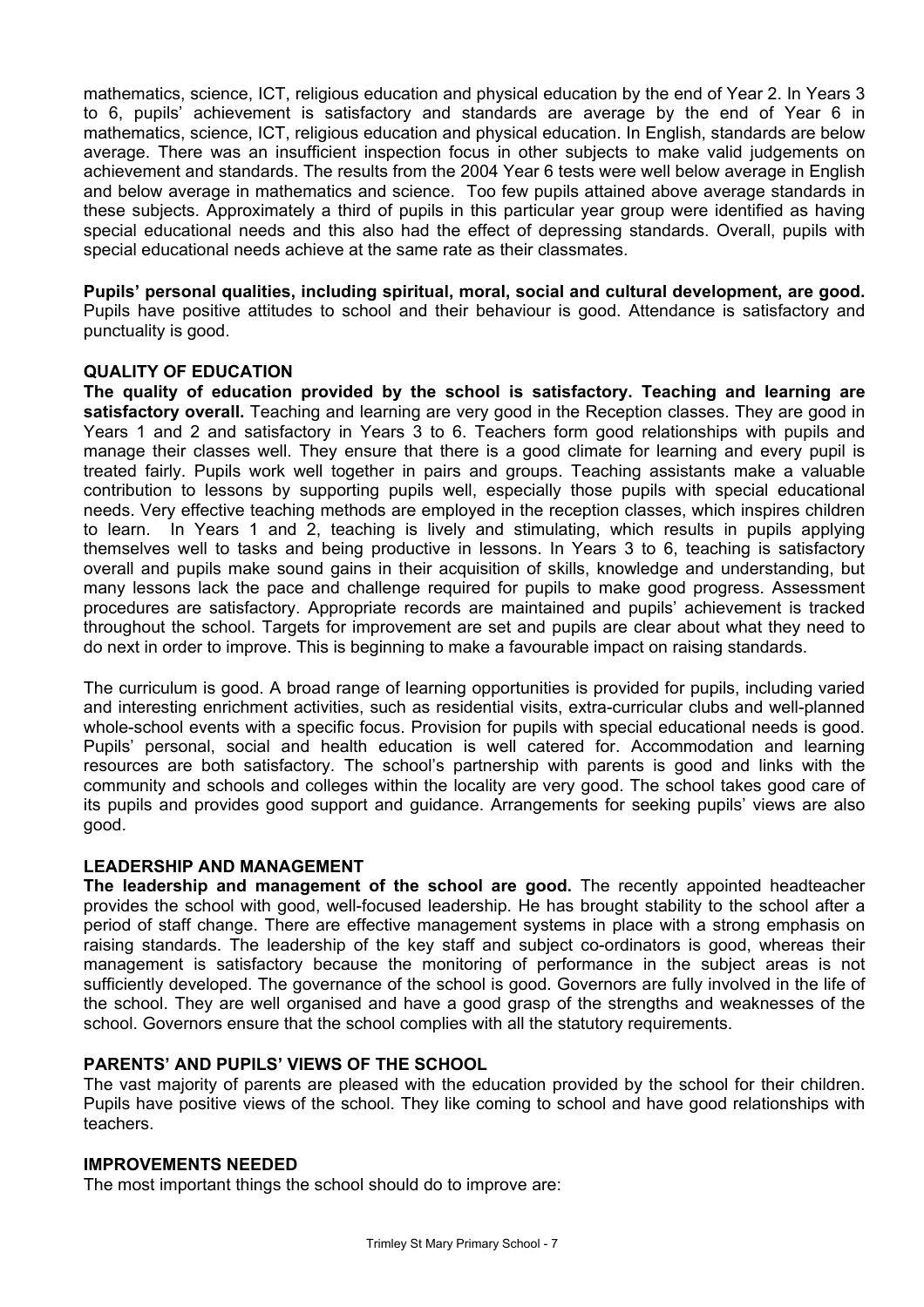mathematics, science, ICT, religious education and physical education by the end of Year 2. In Years 3 to 6, pupils' achievement is satisfactory and standards are average by the end of Year 6 in mathematics, science, ICT, religious education and physical education. In English, standards are below average. There was an insufficient inspection focus in other subjects to make valid judgements on achievement and standards. The results from the 2004 Year 6 tests were well below average in English and below average in mathematics and science. Too few pupils attained above average standards in these subjects. Approximately a third of pupils in this particular year group were identified as having special educational needs and this also had the effect of depressing standards. Overall, pupils with special educational needs achieve at the same rate as their classmates.

**Pupils' personal qualities, including spiritual, moral, social and cultural development, are good.** Pupils have positive attitudes to school and their behaviour is good. Attendance is satisfactory and punctuality is good.

## QUALITY OF EDUCATION

**The quality of education provided by the school is satisfactory. Teaching and learning are satisfactory overall.** Teaching and learning are very good in the Reception classes. They are good in Years 1 and 2 and satisfactory in Years 3 to 6. Teachers form good relationships with pupils and manage their classes well. They ensure that there is a good climate for learning and every pupil is treated fairly. Pupils work well together in pairs and groups. Teaching assistants make a valuable contribution to lessons by supporting pupils well, especially those pupils with special educational needs. Very effective teaching methods are employed in the reception classes, which inspires children to learn. In Years 1 and 2, teaching is lively and stimulating, which results in pupils applying themselves well to tasks and being productive in lessons. In Years 3 to 6, teaching is satisfactory overall and pupils make sound gains in their acquisition of skills, knowledge and understanding, but many lessons lack the pace and challenge required for pupils to make good progress. Assessment procedures are satisfactory. Appropriate records are maintained and pupils' achievement is tracked throughout the school. Targets for improvement are set and pupils are clear about what they need to do next in order to improve. This is beginning to make a favourable impact on raising standards.

The curriculum is good. A broad range of learning opportunities is provided for pupils, including varied and interesting enrichment activities, such as residential visits, extra-curricular clubs and well-planned whole-school events with a specific focus. Provision for pupils with special educational needs is good. Pupils' personal, social and health education is well catered for. Accommodation and learning resources are both satisfactory. The school's partnership with parents is good and links with the community and schools and colleges within the locality are very good. The school takes good care of its pupils and provides good support and guidance. Arrangements for seeking pupils' views are also good.

## LEADERSHIP AND MANAGEMENT

**The leadership and management of the school are good.** The recently appointed headteacher provides the school with good, well-focused leadership. He has brought stability to the school after a period of staff change. There are effective management systems in place with a strong emphasis on raising standards. The leadership of the key staff and subject co-ordinators is good, whereas their management is satisfactory because the monitoring of performance in the subject areas is not sufficiently developed. The governance of the school is good. Governors are fully involved in the life of the school. They are well organised and have a good grasp of the strengths and weaknesses of the school. Governors ensure that the school complies with all the statutory requirements.

## PARENTS' AND PUPILS' VIEWS OF THE SCHOOL

The vast majority of parents are pleased with the education provided by the school for their children. Pupils have positive views of the school. They like coming to school and have good relationships with teachers.

## IMPROVEMENTS NEEDED

The most important things the school should do to improve are: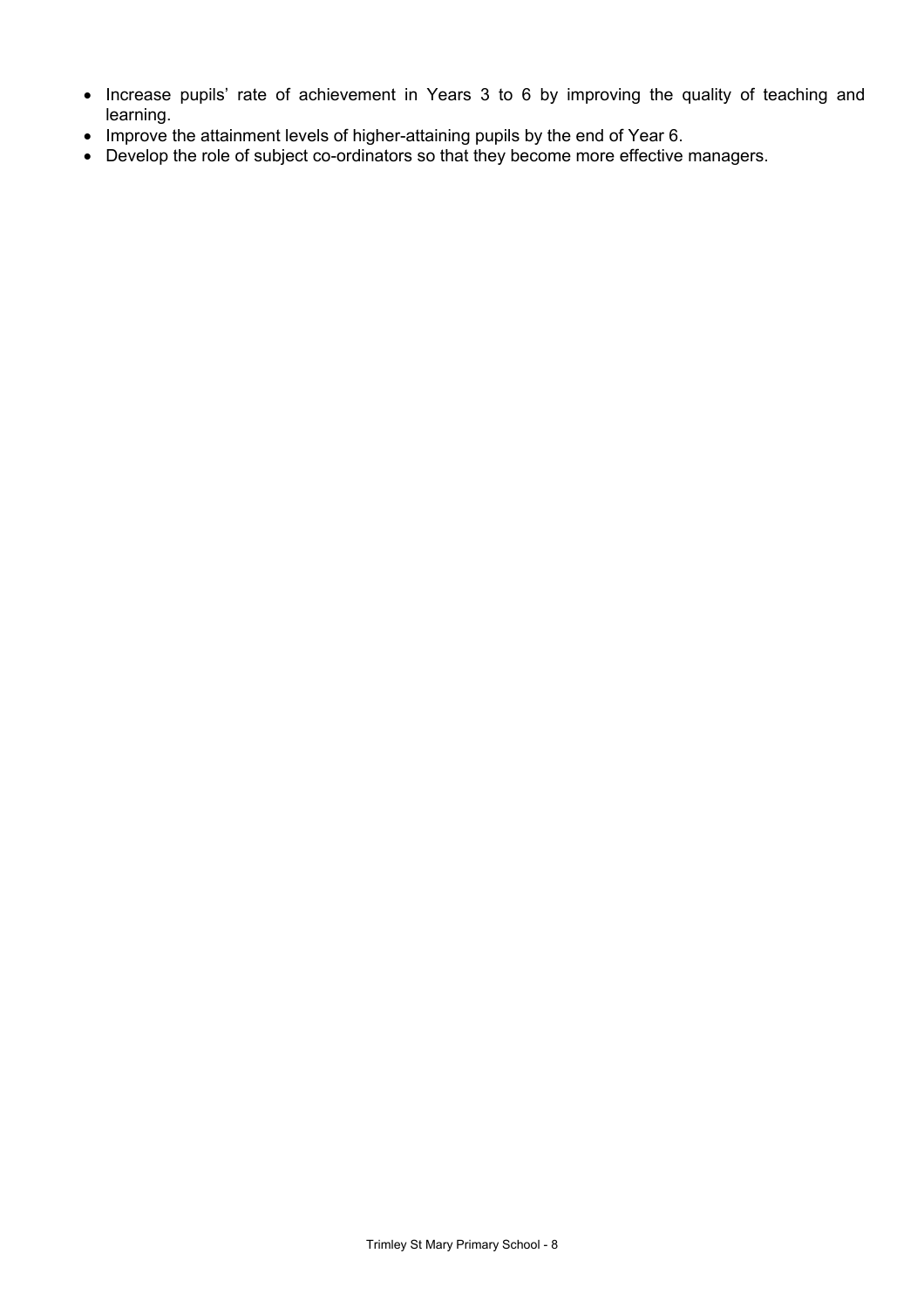- Increase pupils' rate of achievement in Years 3 to 6 by improving the quality of teaching and learning.
- Improve the attainment levels of higher-attaining pupils by the end of Year 6.
- Develop the role of subject co-ordinators so that they become more effective managers.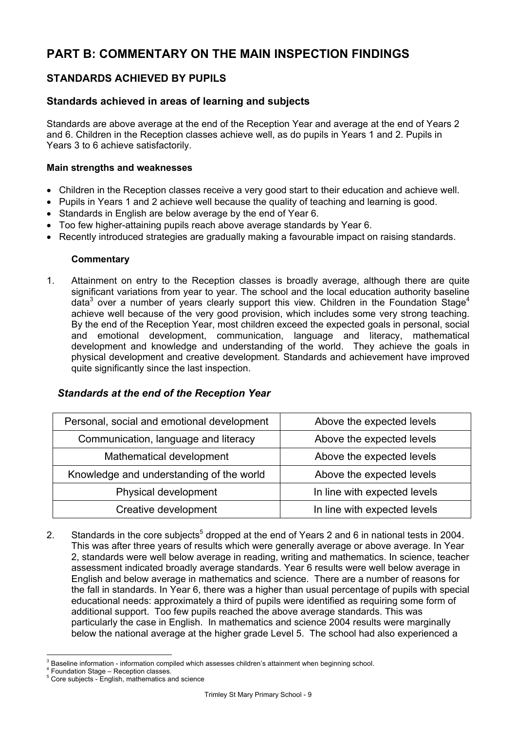# PART B: COMMENTARY ON THE MAIN INSPECTION FINDINGS

## STANDARDS ACHIEVED BY PUPILS

### Standards achieved in areas of learning and subjects

Standards are above average at the end of the Reception Year and average at the end of Years 2 and 6. Children in the Reception classes achieve well, as do pupils in Years 1 and 2. Pupils in Years 3 to 6 achieve satisfactorily.

**Main strengths and weaknesses**

- Children in the Reception classes receive a very good start to their education and achieve well.
- Pupils in Years 1 and 2 achieve well because the quality of teaching and learning is good.
- Standards in English are below average by the end of Year 6.
- Too few higher-attaining pupils reach above average standards by Year 6.
- Recently introduced strategies are gradually making a favourable impact on raising standards.

**Commentary**

1. Attainment on entry to the Reception classes is broadly average, although there are quite significant variations from year to year. The school and the local education authority baseline data[3] over a number of years clearly support this view. Children in the Foundation Stage[4] achieve well because of the very good provision, which includes some very strong teaching. By the end of the Reception Year, most children exceed the expected goals in personal, social and emotional development, communication, language and literacy, mathematical development and knowledge and understanding of the world. They achieve the goals in physical development and creative development. Standards and achievement have improved quite significantly since the last inspection.

***Standards at the end of the Reception Year***

| Area of learning | Standard |
|---|---|
| Personal, social and emotional development | Above the expected levels |
| Communication, language and literacy | Above the expected levels |
| Mathematical development | Above the expected levels |
| Knowledge and understanding of the world | Above the expected levels |
| Physical development | In line with expected levels |
| Creative development | In line with expected levels |

2. Standards in the core subjects[5] dropped at the end of Years 2 and 6 in national tests in 2004. This was after three years of results which were generally average or above average. In Year 2, standards were well below average in reading, writing and mathematics. In science, teacher assessment indicated broadly average standards. Year 6 results were well below average in English and below average in mathematics and science. There are a number of reasons for the fall in standards. In Year 6, there was a higher than usual percentage of pupils with special educational needs: approximately a third of pupils were identified as requiring some form of additional support. Too few pupils reached the above average standards. This was particularly the case in English. In mathematics and science 2004 results were marginally below the national average at the higher grade Level 5. The school had also experienced a

[3] Baseline information - information compiled which assesses children's attainment when beginning school.
[4] Foundation Stage – Reception classes.
[5] Core subjects - English, mathematics and science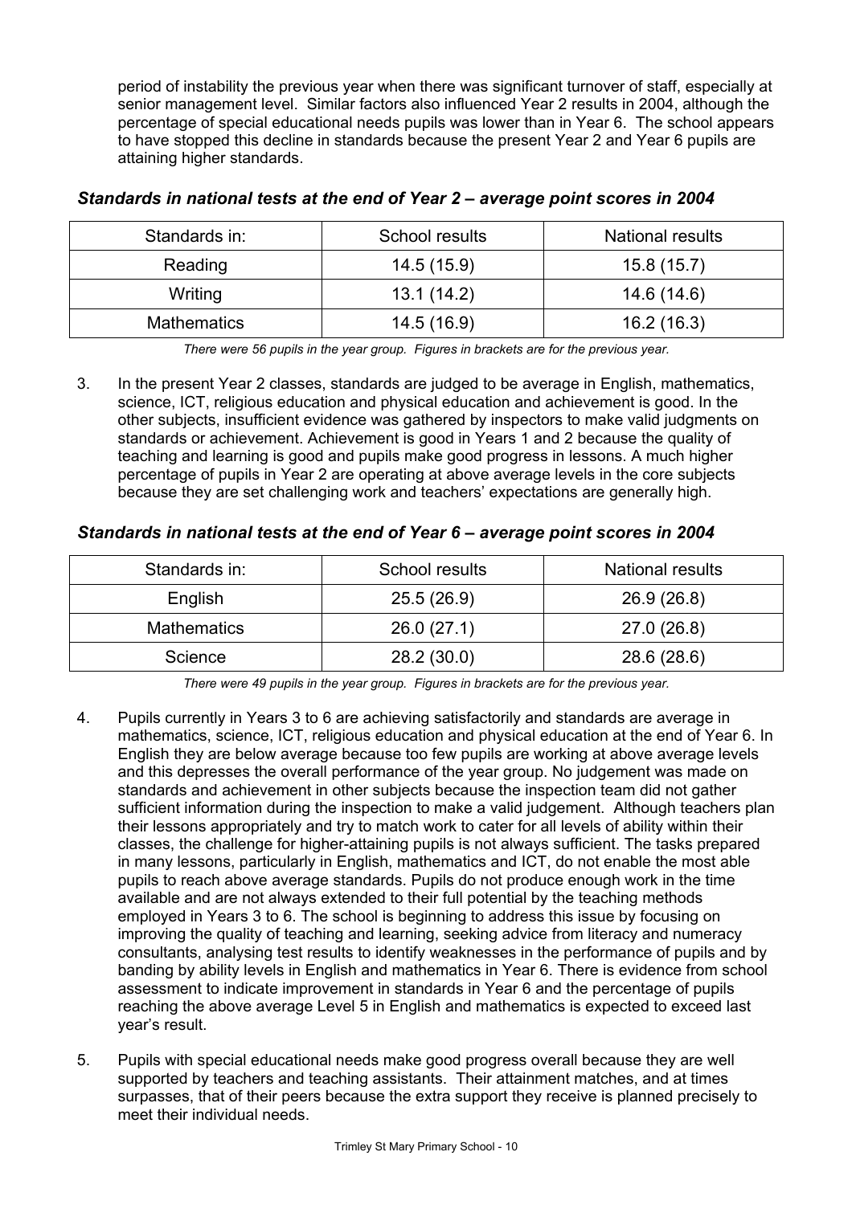period of instability the previous year when there was significant turnover of staff, especially at senior management level. Similar factors also influenced Year 2 results in 2004, although the percentage of special educational needs pupils was lower than in Year 6. The school appears to have stopped this decline in standards because the present Year 2 and Year 6 pupils are attaining higher standards.

### *Standards in national tests at the end of Year 2 – average point scores in 2004*

| Standards in: | School results | National results |
|---|---|---|
| Reading | 14.5 (15.9) | 15.8 (15.7) |
| Writing | 13.1 (14.2) | 14.6 (14.6) |
| Mathematics | 14.5 (16.9) | 16.2 (16.3) |

*There were 56 pupils in the year group. Figures in brackets are for the previous year.*

3. In the present Year 2 classes, standards are judged to be average in English, mathematics, science, ICT, religious education and physical education and achievement is good. In the other subjects, insufficient evidence was gathered by inspectors to make valid judgments on standards or achievement. Achievement is good in Years 1 and 2 because the quality of teaching and learning is good and pupils make good progress in lessons. A much higher percentage of pupils in Year 2 are operating at above average levels in the core subjects because they are set challenging work and teachers' expectations are generally high.

### *Standards in national tests at the end of Year 6 – average point scores in 2004*

| Standards in: | School results | National results |
|---|---|---|
| English | 25.5 (26.9) | 26.9 (26.8) |
| Mathematics | 26.0 (27.1) | 27.0 (26.8) |
| Science | 28.2 (30.0) | 28.6 (28.6) |

*There were 49 pupils in the year group. Figures in brackets are for the previous year.*

4. Pupils currently in Years 3 to 6 are achieving satisfactorily and standards are average in mathematics, science, ICT, religious education and physical education at the end of Year 6. In English they are below average because too few pupils are working at above average levels and this depresses the overall performance of the year group. No judgement was made on standards and achievement in other subjects because the inspection team did not gather sufficient information during the inspection to make a valid judgement. Although teachers plan their lessons appropriately and try to match work to cater for all levels of ability within their classes, the challenge for higher-attaining pupils is not always sufficient. The tasks prepared in many lessons, particularly in English, mathematics and ICT, do not enable the most able pupils to reach above average standards. Pupils do not produce enough work in the time available and are not always extended to their full potential by the teaching methods employed in Years 3 to 6. The school is beginning to address this issue by focusing on improving the quality of teaching and learning, seeking advice from literacy and numeracy consultants, analysing test results to identify weaknesses in the performance of pupils and by banding by ability levels in English and mathematics in Year 6. There is evidence from school assessment to indicate improvement in standards in Year 6 and the percentage of pupils reaching the above average Level 5 in English and mathematics is expected to exceed last year's result.

5. Pupils with special educational needs make good progress overall because they are well supported by teachers and teaching assistants. Their attainment matches, and at times surpasses, that of their peers because the extra support they receive is planned precisely to meet their individual needs.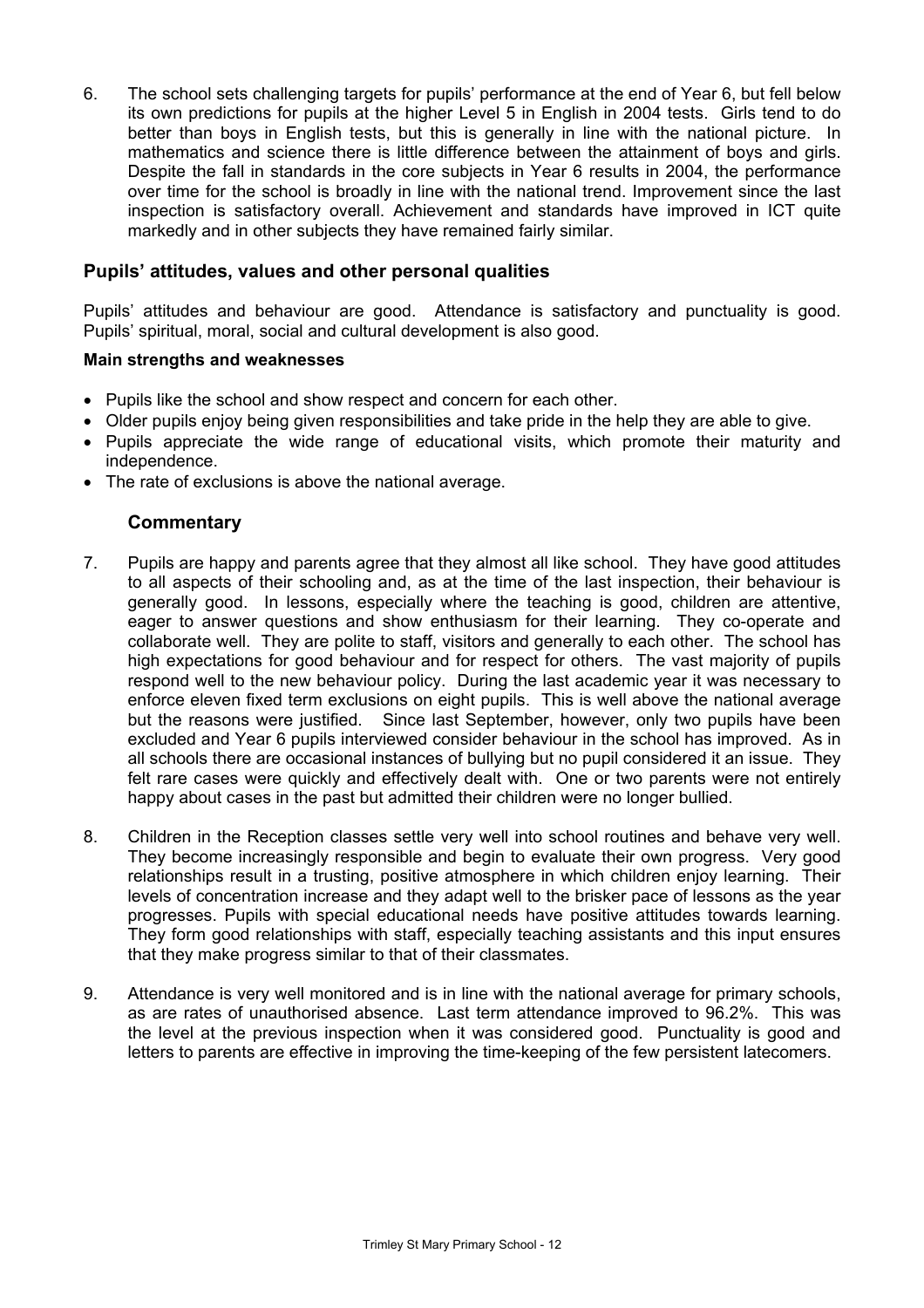6. The school sets challenging targets for pupils' performance at the end of Year 6, but fell below its own predictions for pupils at the higher Level 5 in English in 2004 tests. Girls tend to do better than boys in English tests, but this is generally in line with the national picture. In mathematics and science there is little difference between the attainment of boys and girls. Despite the fall in standards in the core subjects in Year 6 results in 2004, the performance over time for the school is broadly in line with the national trend. Improvement since the last inspection is satisfactory overall. Achievement and standards have improved in ICT quite markedly and in other subjects they have remained fairly similar.

## Pupils' attitudes, values and other personal qualities

Pupils' attitudes and behaviour are good. Attendance is satisfactory and punctuality is good. Pupils' spiritual, moral, social and cultural development is also good.

**Main strengths and weaknesses**

- Pupils like the school and show respect and concern for each other.
- Older pupils enjoy being given responsibilities and take pride in the help they are able to give.
- Pupils appreciate the wide range of educational visits, which promote their maturity and independence.
- The rate of exclusions is above the national average.

### Commentary

7. Pupils are happy and parents agree that they almost all like school. They have good attitudes to all aspects of their schooling and, as at the time of the last inspection, their behaviour is generally good. In lessons, especially where the teaching is good, children are attentive, eager to answer questions and show enthusiasm for their learning. They co-operate and collaborate well. They are polite to staff, visitors and generally to each other. The school has high expectations for good behaviour and for respect for others. The vast majority of pupils respond well to the new behaviour policy. During the last academic year it was necessary to enforce eleven fixed term exclusions on eight pupils. This is well above the national average but the reasons were justified. Since last September, however, only two pupils have been excluded and Year 6 pupils interviewed consider behaviour in the school has improved. As in all schools there are occasional instances of bullying but no pupil considered it an issue. They felt rare cases were quickly and effectively dealt with. One or two parents were not entirely happy about cases in the past but admitted their children were no longer bullied.

8. Children in the Reception classes settle very well into school routines and behave very well. They become increasingly responsible and begin to evaluate their own progress. Very good relationships result in a trusting, positive atmosphere in which children enjoy learning. Their levels of concentration increase and they adapt well to the brisker pace of lessons as the year progresses. Pupils with special educational needs have positive attitudes towards learning. They form good relationships with staff, especially teaching assistants and this input ensures that they make progress similar to that of their classmates.

9. Attendance is very well monitored and is in line with the national average for primary schools, as are rates of unauthorised absence. Last term attendance improved to 96.2%. This was the level at the previous inspection when it was considered good. Punctuality is good and letters to parents are effective in improving the time-keeping of the few persistent latecomers.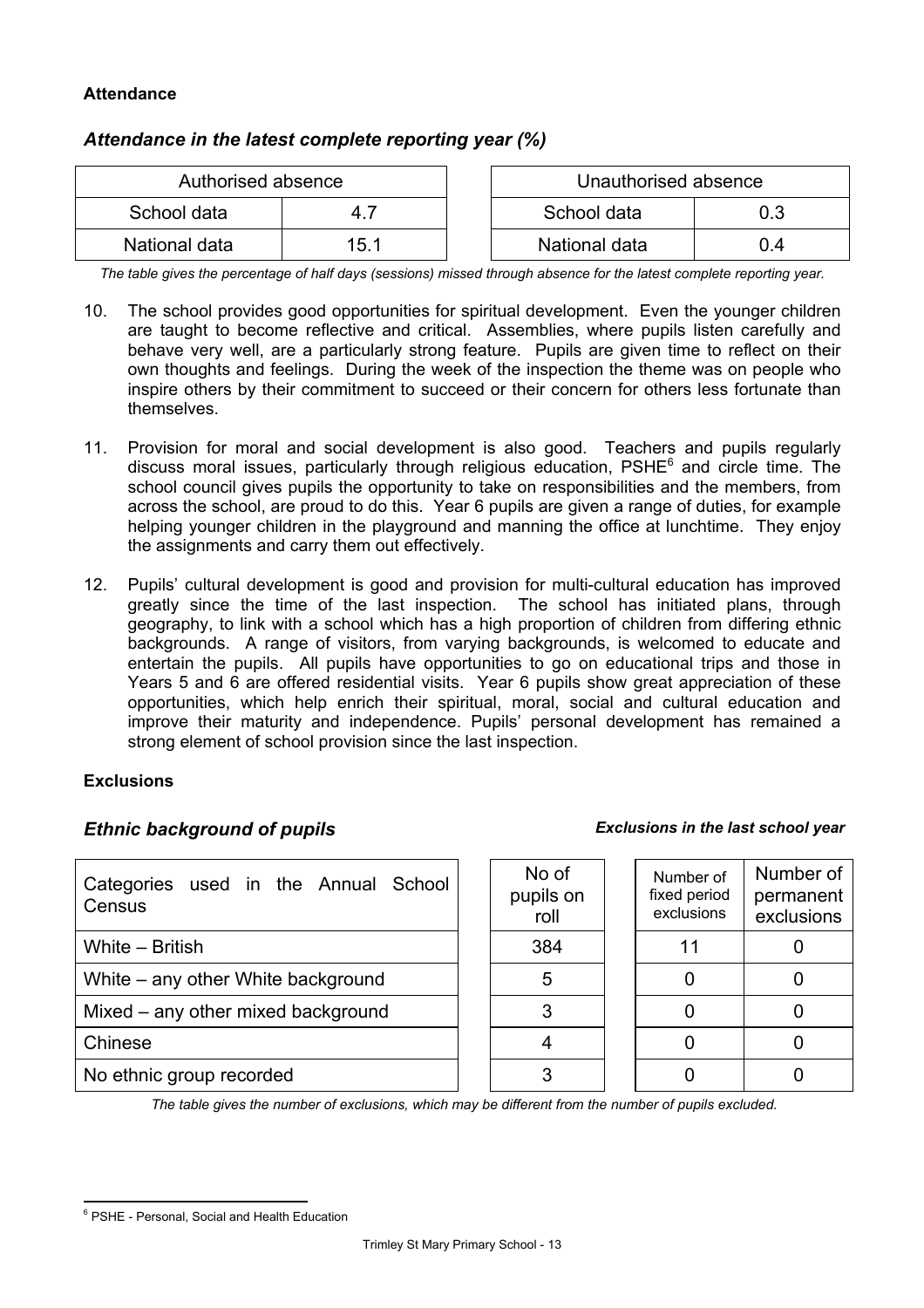**Attendance**

### *Attendance in the latest complete reporting year (%)*

| Authorised absence | |
|---|---|
| School data | 4.7 |
| National data | 15.1 |

| Unauthorised absence | |
|---|---|
| School data | 0.3 |
| National data | 0.4 |

*The table gives the percentage of half days (sessions) missed through absence for the latest complete reporting year.*

10. The school provides good opportunities for spiritual development. Even the younger children are taught to become reflective and critical. Assemblies, where pupils listen carefully and behave very well, are a particularly strong feature. Pupils are given time to reflect on their own thoughts and feelings. During the week of the inspection the theme was on people who inspire others by their commitment to succeed or their concern for others less fortunate than themselves.

11. Provision for moral and social development is also good. Teachers and pupils regularly discuss moral issues, particularly through religious education, PSHE[6] and circle time. The school council gives pupils the opportunity to take on responsibilities and the members, from across the school, are proud to do this. Year 6 pupils are given a range of duties, for example helping younger children in the playground and manning the office at lunchtime. They enjoy the assignments and carry them out effectively.

12. Pupils' cultural development is good and provision for multi-cultural education has improved greatly since the time of the last inspection. The school has initiated plans, through geography, to link with a school which has a high proportion of children from differing ethnic backgrounds. A range of visitors, from varying backgrounds, is welcomed to educate and entertain the pupils. All pupils have opportunities to go on educational trips and those in Years 5 and 6 are offered residential visits. Year 6 pupils show great appreciation of these opportunities, which help enrich their spiritual, moral, social and cultural education and improve their maturity and independence. Pupils' personal development has remained a strong element of school provision since the last inspection.

**Exclusions**

### *Ethnic background of pupils* — *Exclusions in the last school year*

| Categories used in the Annual School Census | No of pupils on roll | Number of fixed period exclusions | Number of permanent exclusions |
|---|---|---|---|
| White – British | 384 | 11 | 0 |
| White – any other White background | 5 | 0 | 0 |
| Mixed – any other mixed background | 3 | 0 | 0 |
| Chinese | 4 | 0 | 0 |
| No ethnic group recorded | 3 | 0 | 0 |

*The table gives the number of exclusions, which may be different from the number of pupils excluded.*

[6] PSHE - Personal, Social and Health Education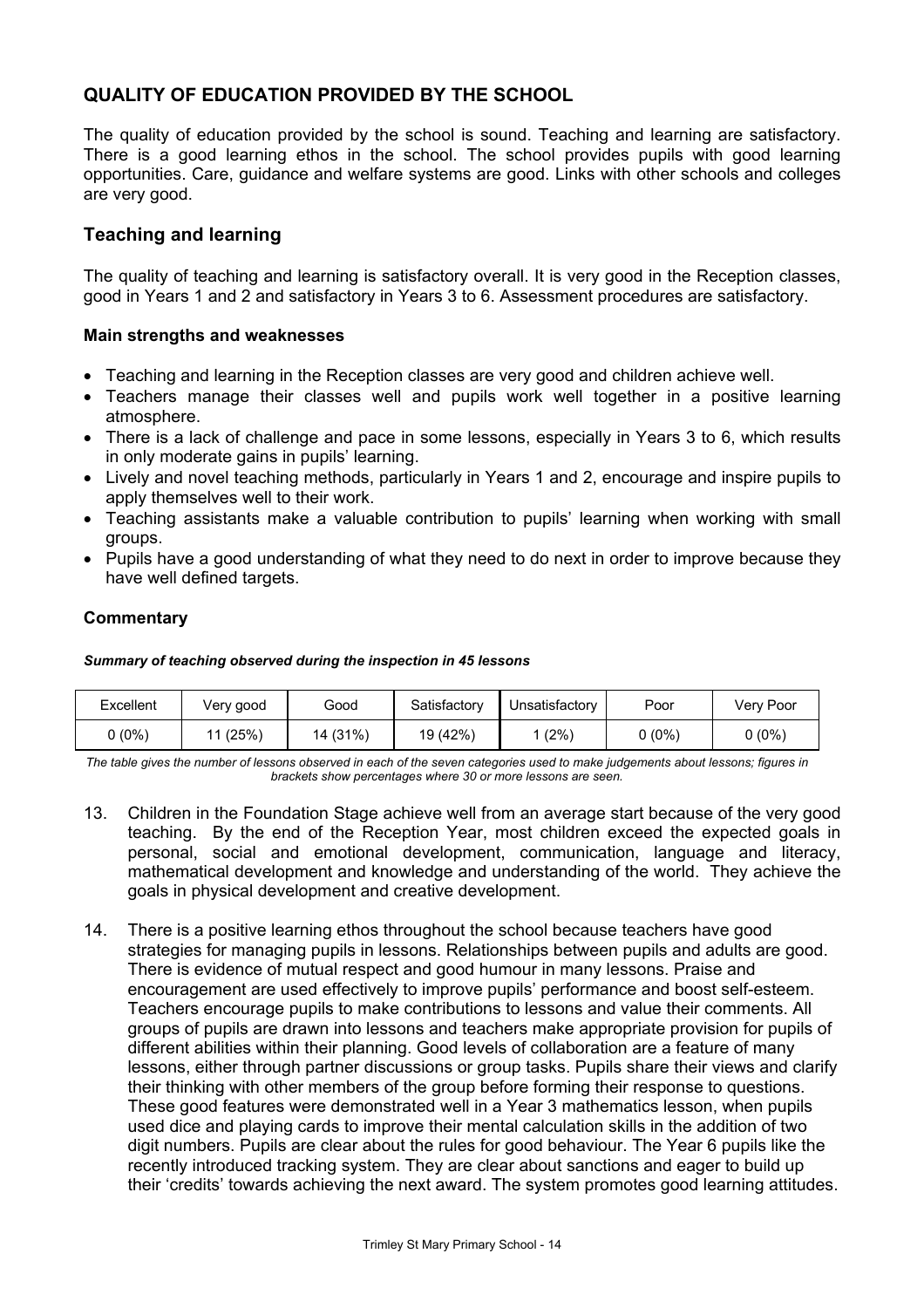## QUALITY OF EDUCATION PROVIDED BY THE SCHOOL

The quality of education provided by the school is sound. Teaching and learning are satisfactory. There is a good learning ethos in the school. The school provides pupils with good learning opportunities. Care, guidance and welfare systems are good. Links with other schools and colleges are very good.

### Teaching and learning

The quality of teaching and learning is satisfactory overall. It is very good in the Reception classes, good in Years 1 and 2 and satisfactory in Years 3 to 6. Assessment procedures are satisfactory.

#### Main strengths and weaknesses

- Teaching and learning in the Reception classes are very good and children achieve well.
- Teachers manage their classes well and pupils work well together in a positive learning atmosphere.
- There is a lack of challenge and pace in some lessons, especially in Years 3 to 6, which results in only moderate gains in pupils' learning.
- Lively and novel teaching methods, particularly in Years 1 and 2, encourage and inspire pupils to apply themselves well to their work.
- Teaching assistants make a valuable contribution to pupils' learning when working with small groups.
- Pupils have a good understanding of what they need to do next in order to improve because they have well defined targets.

#### Commentary

***Summary of teaching observed during the inspection in 45 lessons***

| Excellent | Very good | Good | Satisfactory | Unsatisfactory | Poor | Very Poor |
|---|---|---|---|---|---|---|
| 0 (0%) | 11 (25%) | 14 (31%) | 19 (42%) | 1 (2%) | 0 (0%) | 0 (0%) |

*The table gives the number of lessons observed in each of the seven categories used to make judgements about lessons; figures in brackets show percentages where 30 or more lessons are seen.*

13. Children in the Foundation Stage achieve well from an average start because of the very good teaching. By the end of the Reception Year, most children exceed the expected goals in personal, social and emotional development, communication, language and literacy, mathematical development and knowledge and understanding of the world. They achieve the goals in physical development and creative development.

14. There is a positive learning ethos throughout the school because teachers have good strategies for managing pupils in lessons. Relationships between pupils and adults are good. There is evidence of mutual respect and good humour in many lessons. Praise and encouragement are used effectively to improve pupils' performance and boost self-esteem. Teachers encourage pupils to make contributions to lessons and value their comments. All groups of pupils are drawn into lessons and teachers make appropriate provision for pupils of different abilities within their planning. Good levels of collaboration are a feature of many lessons, either through partner discussions or group tasks. Pupils share their views and clarify their thinking with other members of the group before forming their response to questions. These good features were demonstrated well in a Year 3 mathematics lesson, when pupils used dice and playing cards to improve their mental calculation skills in the addition of two digit numbers. Pupils are clear about the rules for good behaviour. The Year 6 pupils like the recently introduced tracking system. They are clear about sanctions and eager to build up their 'credits' towards achieving the next award. The system promotes good learning attitudes.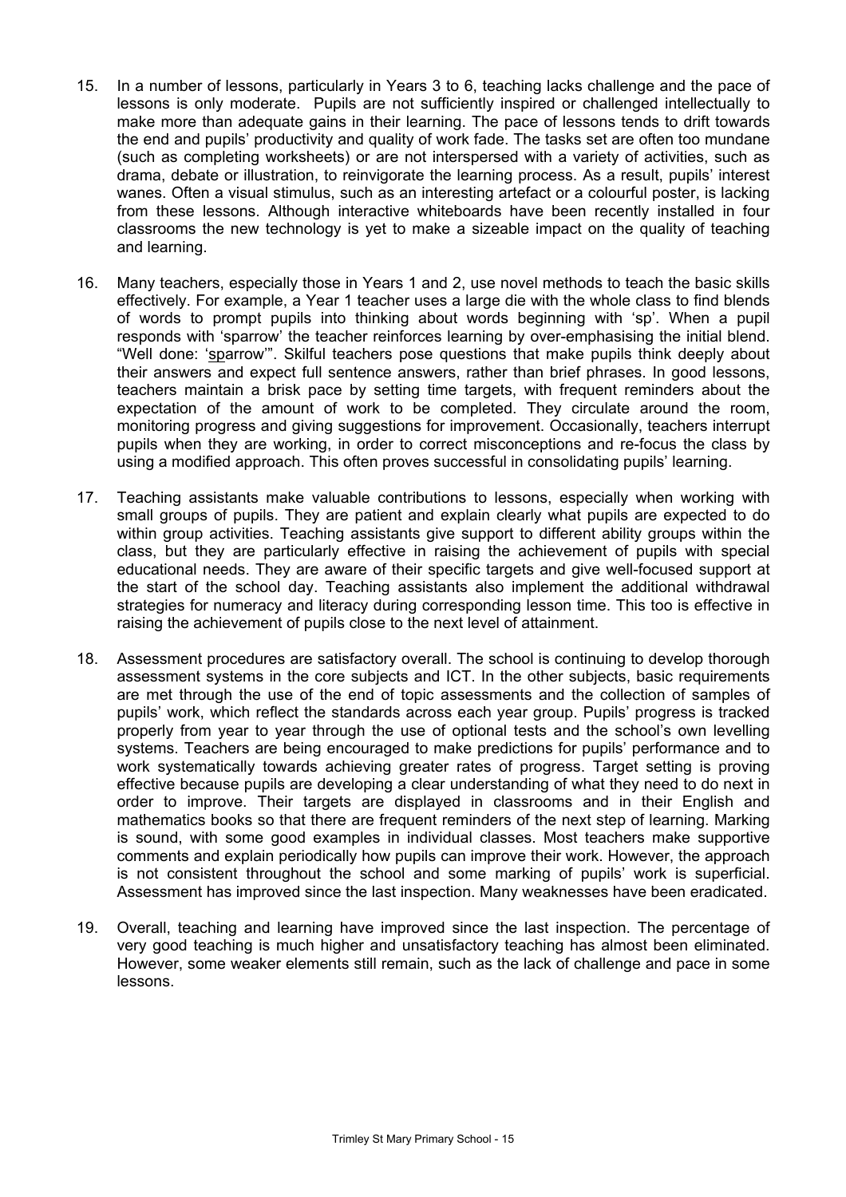15. In a number of lessons, particularly in Years 3 to 6, teaching lacks challenge and the pace of lessons is only moderate. Pupils are not sufficiently inspired or challenged intellectually to make more than adequate gains in their learning. The pace of lessons tends to drift towards the end and pupils' productivity and quality of work fade. The tasks set are often too mundane (such as completing worksheets) or are not interspersed with a variety of activities, such as drama, debate or illustration, to reinvigorate the learning process. As a result, pupils' interest wanes. Often a visual stimulus, such as an interesting artefact or a colourful poster, is lacking from these lessons. Although interactive whiteboards have been recently installed in four classrooms the new technology is yet to make a sizeable impact on the quality of teaching and learning.

16. Many teachers, especially those in Years 1 and 2, use novel methods to teach the basic skills effectively. For example, a Year 1 teacher uses a large die with the whole class to find blends of words to prompt pupils into thinking about words beginning with 'sp'. When a pupil responds with 'sparrow' the teacher reinforces learning by over-emphasising the initial blend. "Well done: '<u>sp</u>arrow'". Skilful teachers pose questions that make pupils think deeply about their answers and expect full sentence answers, rather than brief phrases. In good lessons, teachers maintain a brisk pace by setting time targets, with frequent reminders about the expectation of the amount of work to be completed. They circulate around the room, monitoring progress and giving suggestions for improvement. Occasionally, teachers interrupt pupils when they are working, in order to correct misconceptions and re-focus the class by using a modified approach. This often proves successful in consolidating pupils' learning.

17. Teaching assistants make valuable contributions to lessons, especially when working with small groups of pupils. They are patient and explain clearly what pupils are expected to do within group activities. Teaching assistants give support to different ability groups within the class, but they are particularly effective in raising the achievement of pupils with special educational needs. They are aware of their specific targets and give well-focused support at the start of the school day. Teaching assistants also implement the additional withdrawal strategies for numeracy and literacy during corresponding lesson time. This too is effective in raising the achievement of pupils close to the next level of attainment.

18. Assessment procedures are satisfactory overall. The school is continuing to develop thorough assessment systems in the core subjects and ICT. In the other subjects, basic requirements are met through the use of the end of topic assessments and the collection of samples of pupils' work, which reflect the standards across each year group. Pupils' progress is tracked properly from year to year through the use of optional tests and the school's own levelling systems. Teachers are being encouraged to make predictions for pupils' performance and to work systematically towards achieving greater rates of progress. Target setting is proving effective because pupils are developing a clear understanding of what they need to do next in order to improve. Their targets are displayed in classrooms and in their English and mathematics books so that there are frequent reminders of the next step of learning. Marking is sound, with some good examples in individual classes. Most teachers make supportive comments and explain periodically how pupils can improve their work. However, the approach is not consistent throughout the school and some marking of pupils' work is superficial. Assessment has improved since the last inspection. Many weaknesses have been eradicated.

19. Overall, teaching and learning have improved since the last inspection. The percentage of very good teaching is much higher and unsatisfactory teaching has almost been eliminated. However, some weaker elements still remain, such as the lack of challenge and pace in some lessons.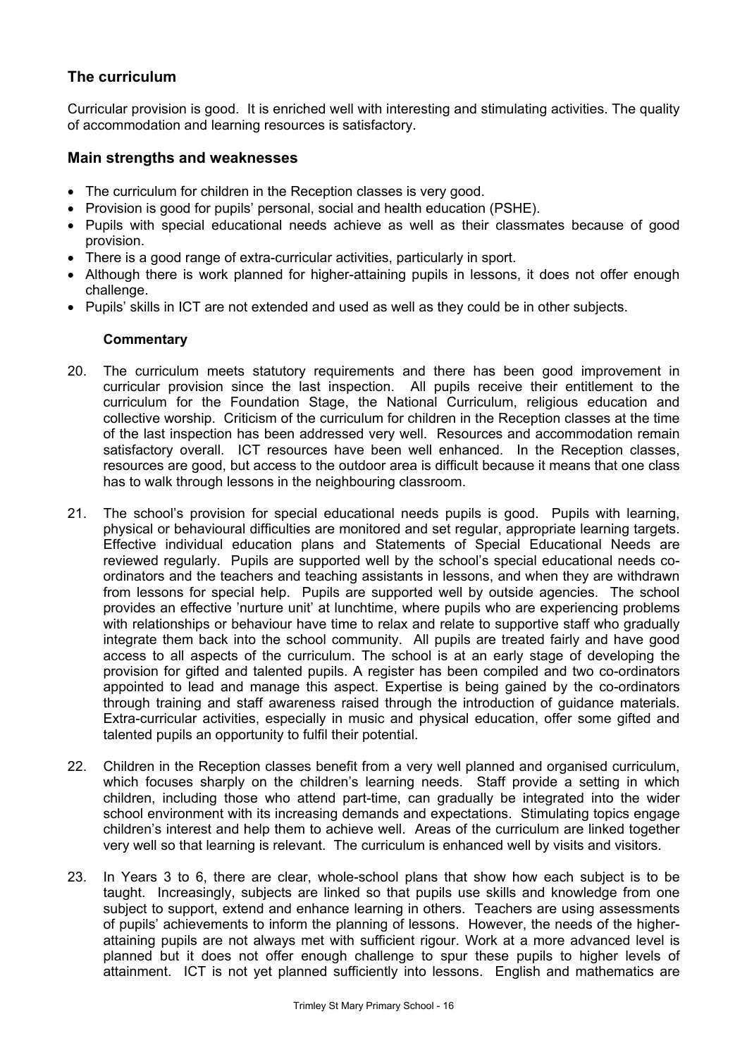## The curriculum

Curricular provision is good. It is enriched well with interesting and stimulating activities. The quality of accommodation and learning resources is satisfactory.

### Main strengths and weaknesses

- The curriculum for children in the Reception classes is very good.
- Provision is good for pupils' personal, social and health education (PSHE).
- Pupils with special educational needs achieve as well as their classmates because of good provision.
- There is a good range of extra-curricular activities, particularly in sport.
- Although there is work planned for higher-attaining pupils in lessons, it does not offer enough challenge.
- Pupils' skills in ICT are not extended and used as well as they could be in other subjects.

#### Commentary

20. The curriculum meets statutory requirements and there has been good improvement in curricular provision since the last inspection. All pupils receive their entitlement to the curriculum for the Foundation Stage, the National Curriculum, religious education and collective worship. Criticism of the curriculum for children in the Reception classes at the time of the last inspection has been addressed very well. Resources and accommodation remain satisfactory overall. ICT resources have been well enhanced. In the Reception classes, resources are good, but access to the outdoor area is difficult because it means that one class has to walk through lessons in the neighbouring classroom.

21. The school's provision for special educational needs pupils is good. Pupils with learning, physical or behavioural difficulties are monitored and set regular, appropriate learning targets. Effective individual education plans and Statements of Special Educational Needs are reviewed regularly. Pupils are supported well by the school's special educational needs co-ordinators and the teachers and teaching assistants in lessons, and when they are withdrawn from lessons for special help. Pupils are supported well by outside agencies. The school provides an effective 'nurture unit' at lunchtime, where pupils who are experiencing problems with relationships or behaviour have time to relax and relate to supportive staff who gradually integrate them back into the school community. All pupils are treated fairly and have good access to all aspects of the curriculum. The school is at an early stage of developing the provision for gifted and talented pupils. A register has been compiled and two co-ordinators appointed to lead and manage this aspect. Expertise is being gained by the co-ordinators through training and staff awareness raised through the introduction of guidance materials. Extra-curricular activities, especially in music and physical education, offer some gifted and talented pupils an opportunity to fulfil their potential.

22. Children in the Reception classes benefit from a very well planned and organised curriculum, which focuses sharply on the children's learning needs. Staff provide a setting in which children, including those who attend part-time, can gradually be integrated into the wider school environment with its increasing demands and expectations. Stimulating topics engage children's interest and help them to achieve well. Areas of the curriculum are linked together very well so that learning is relevant. The curriculum is enhanced well by visits and visitors.

23. In Years 3 to 6, there are clear, whole-school plans that show how each subject is to be taught. Increasingly, subjects are linked so that pupils use skills and knowledge from one subject to support, extend and enhance learning in others. Teachers are using assessments of pupils' achievements to inform the planning of lessons. However, the needs of the higher-attaining pupils are not always met with sufficient rigour. Work at a more advanced level is planned but it does not offer enough challenge to spur these pupils to higher levels of attainment. ICT is not yet planned sufficiently into lessons. English and mathematics are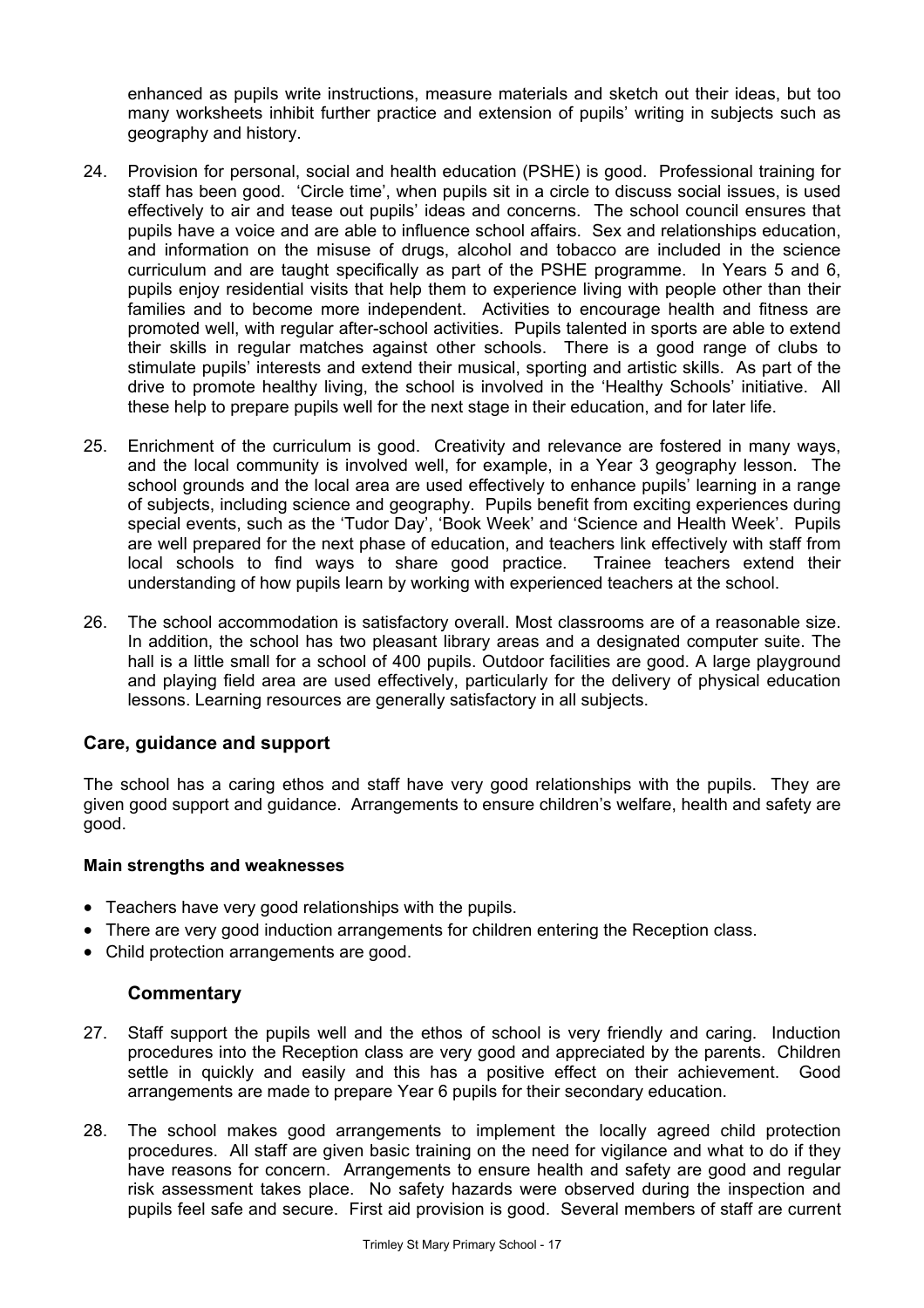enhanced as pupils write instructions, measure materials and sketch out their ideas, but too many worksheets inhibit further practice and extension of pupils' writing in subjects such as geography and history.

24. Provision for personal, social and health education (PSHE) is good. Professional training for staff has been good. 'Circle time', when pupils sit in a circle to discuss social issues, is used effectively to air and tease out pupils' ideas and concerns. The school council ensures that pupils have a voice and are able to influence school affairs. Sex and relationships education, and information on the misuse of drugs, alcohol and tobacco are included in the science curriculum and are taught specifically as part of the PSHE programme. In Years 5 and 6, pupils enjoy residential visits that help them to experience living with people other than their families and to become more independent. Activities to encourage health and fitness are promoted well, with regular after-school activities. Pupils talented in sports are able to extend their skills in regular matches against other schools. There is a good range of clubs to stimulate pupils' interests and extend their musical, sporting and artistic skills. As part of the drive to promote healthy living, the school is involved in the 'Healthy Schools' initiative. All these help to prepare pupils well for the next stage in their education, and for later life.

25. Enrichment of the curriculum is good. Creativity and relevance are fostered in many ways, and the local community is involved well, for example, in a Year 3 geography lesson. The school grounds and the local area are used effectively to enhance pupils' learning in a range of subjects, including science and geography. Pupils benefit from exciting experiences during special events, such as the 'Tudor Day', 'Book Week' and 'Science and Health Week'. Pupils are well prepared for the next phase of education, and teachers link effectively with staff from local schools to find ways to share good practice. Trainee teachers extend their understanding of how pupils learn by working with experienced teachers at the school.

26. The school accommodation is satisfactory overall. Most classrooms are of a reasonable size. In addition, the school has two pleasant library areas and a designated computer suite. The hall is a little small for a school of 400 pupils. Outdoor facilities are good. A large playground and playing field area are used effectively, particularly for the delivery of physical education lessons. Learning resources are generally satisfactory in all subjects.

## Care, guidance and support

The school has a caring ethos and staff have very good relationships with the pupils. They are given good support and guidance. Arrangements to ensure children's welfare, health and safety are good.

**Main strengths and weaknesses**

- Teachers have very good relationships with the pupils.
- There are very good induction arrangements for children entering the Reception class.
- Child protection arrangements are good.

### Commentary

27. Staff support the pupils well and the ethos of school is very friendly and caring. Induction procedures into the Reception class are very good and appreciated by the parents. Children settle in quickly and easily and this has a positive effect on their achievement. Good arrangements are made to prepare Year 6 pupils for their secondary education.

28. The school makes good arrangements to implement the locally agreed child protection procedures. All staff are given basic training on the need for vigilance and what to do if they have reasons for concern. Arrangements to ensure health and safety are good and regular risk assessment takes place. No safety hazards were observed during the inspection and pupils feel safe and secure. First aid provision is good. Several members of staff are current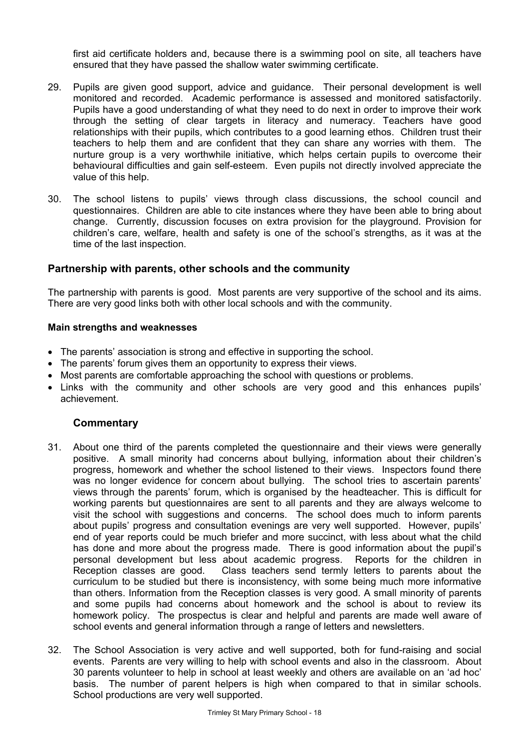first aid certificate holders and, because there is a swimming pool on site, all teachers have ensured that they have passed the shallow water swimming certificate.

29. Pupils are given good support, advice and guidance. Their personal development is well monitored and recorded. Academic performance is assessed and monitored satisfactorily. Pupils have a good understanding of what they need to do next in order to improve their work through the setting of clear targets in literacy and numeracy. Teachers have good relationships with their pupils, which contributes to a good learning ethos. Children trust their teachers to help them and are confident that they can share any worries with them. The nurture group is a very worthwhile initiative, which helps certain pupils to overcome their behavioural difficulties and gain self-esteem. Even pupils not directly involved appreciate the value of this help.

30. The school listens to pupils' views through class discussions, the school council and questionnaires. Children are able to cite instances where they have been able to bring about change. Currently, discussion focuses on extra provision for the playground. Provision for children's care, welfare, health and safety is one of the school's strengths, as it was at the time of the last inspection.

## Partnership with parents, other schools and the community

The partnership with parents is good. Most parents are very supportive of the school and its aims. There are very good links both with other local schools and with the community.

**Main strengths and weaknesses**

- The parents' association is strong and effective in supporting the school.
- The parents' forum gives them an opportunity to express their views.
- Most parents are comfortable approaching the school with questions or problems.
- Links with the community and other schools are very good and this enhances pupils' achievement.

### Commentary

31. About one third of the parents completed the questionnaire and their views were generally positive. A small minority had concerns about bullying, information about their children's progress, homework and whether the school listened to their views. Inspectors found there was no longer evidence for concern about bullying. The school tries to ascertain parents' views through the parents' forum, which is organised by the headteacher. This is difficult for working parents but questionnaires are sent to all parents and they are always welcome to visit the school with suggestions and concerns. The school does much to inform parents about pupils' progress and consultation evenings are very well supported. However, pupils' end of year reports could be much briefer and more succinct, with less about what the child has done and more about the progress made. There is good information about the pupil's personal development but less about academic progress. Reports for the children in Reception classes are good. Class teachers send termly letters to parents about the curriculum to be studied but there is inconsistency, with some being much more informative than others. Information from the Reception classes is very good. A small minority of parents and some pupils had concerns about homework and the school is about to review its homework policy. The prospectus is clear and helpful and parents are made well aware of school events and general information through a range of letters and newsletters.

32. The School Association is very active and well supported, both for fund-raising and social events. Parents are very willing to help with school events and also in the classroom. About 30 parents volunteer to help in school at least weekly and others are available on an 'ad hoc' basis. The number of parent helpers is high when compared to that in similar schools. School productions are very well supported.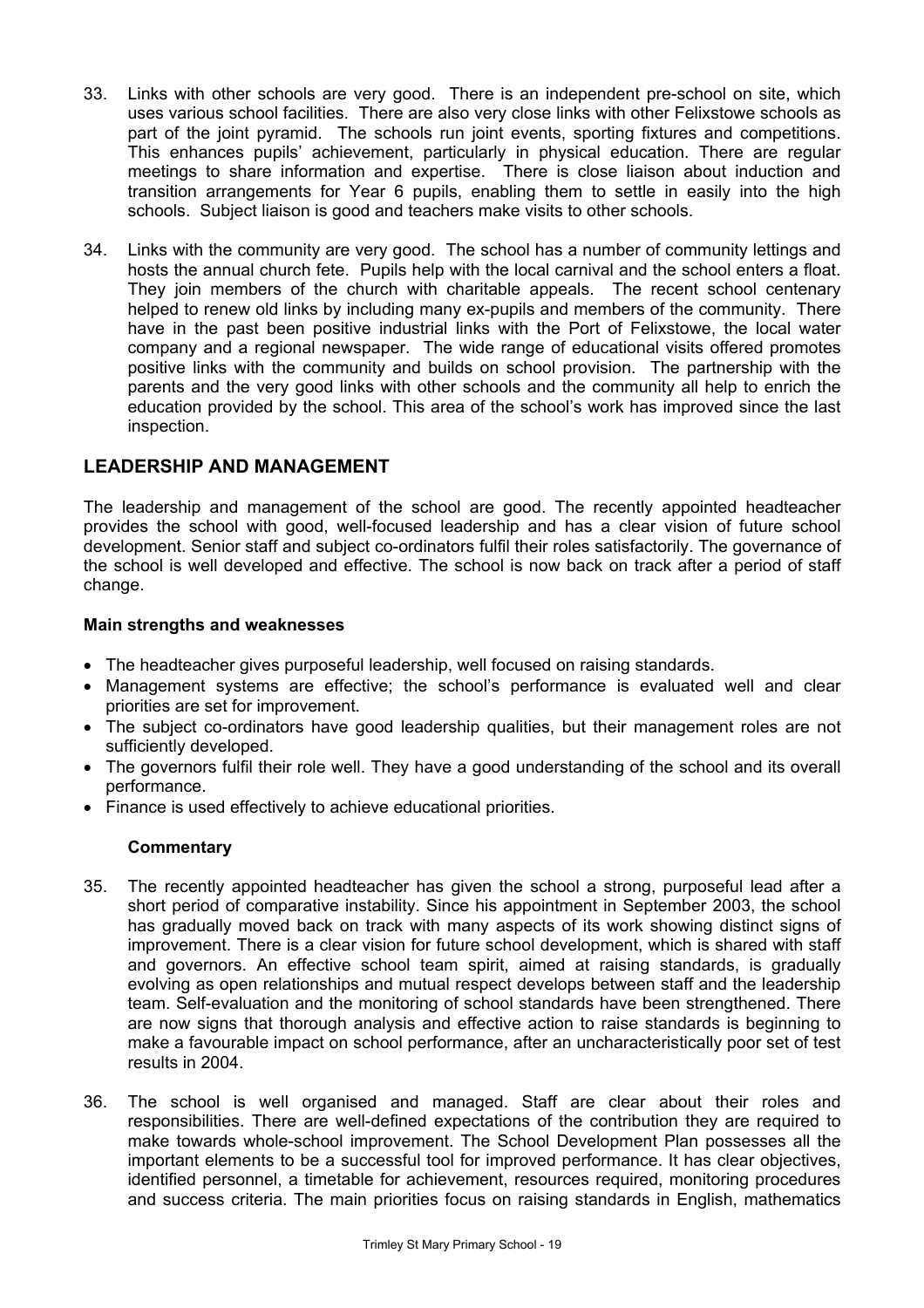33. Links with other schools are very good. There is an independent pre-school on site, which uses various school facilities. There are also very close links with other Felixstowe schools as part of the joint pyramid. The schools run joint events, sporting fixtures and competitions. This enhances pupils' achievement, particularly in physical education. There are regular meetings to share information and expertise. There is close liaison about induction and transition arrangements for Year 6 pupils, enabling them to settle in easily into the high schools. Subject liaison is good and teachers make visits to other schools.

34. Links with the community are very good. The school has a number of community lettings and hosts the annual church fete. Pupils help with the local carnival and the school enters a float. They join members of the church with charitable appeals. The recent school centenary helped to renew old links by including many ex-pupils and members of the community. There have in the past been positive industrial links with the Port of Felixstowe, the local water company and a regional newspaper. The wide range of educational visits offered promotes positive links with the community and builds on school provision. The partnership with the parents and the very good links with other schools and the community all help to enrich the education provided by the school. This area of the school's work has improved since the last inspection.

## LEADERSHIP AND MANAGEMENT

The leadership and management of the school are good. The recently appointed headteacher provides the school with good, well-focused leadership and has a clear vision of future school development. Senior staff and subject co-ordinators fulfil their roles satisfactorily. The governance of the school is well developed and effective. The school is now back on track after a period of staff change.

**Main strengths and weaknesses**

- The headteacher gives purposeful leadership, well focused on raising standards.
- Management systems are effective; the school's performance is evaluated well and clear priorities are set for improvement.
- The subject co-ordinators have good leadership qualities, but their management roles are not sufficiently developed.
- The governors fulfil their role well. They have a good understanding of the school and its overall performance.
- Finance is used effectively to achieve educational priorities.

**Commentary**

35. The recently appointed headteacher has given the school a strong, purposeful lead after a short period of comparative instability. Since his appointment in September 2003, the school has gradually moved back on track with many aspects of its work showing distinct signs of improvement. There is a clear vision for future school development, which is shared with staff and governors. An effective school team spirit, aimed at raising standards, is gradually evolving as open relationships and mutual respect develops between staff and the leadership team. Self-evaluation and the monitoring of school standards have been strengthened. There are now signs that thorough analysis and effective action to raise standards is beginning to make a favourable impact on school performance, after an uncharacteristically poor set of test results in 2004.

36. The school is well organised and managed. Staff are clear about their roles and responsibilities. There are well-defined expectations of the contribution they are required to make towards whole-school improvement. The School Development Plan possesses all the important elements to be a successful tool for improved performance. It has clear objectives, identified personnel, a timetable for achievement, resources required, monitoring procedures and success criteria. The main priorities focus on raising standards in English, mathematics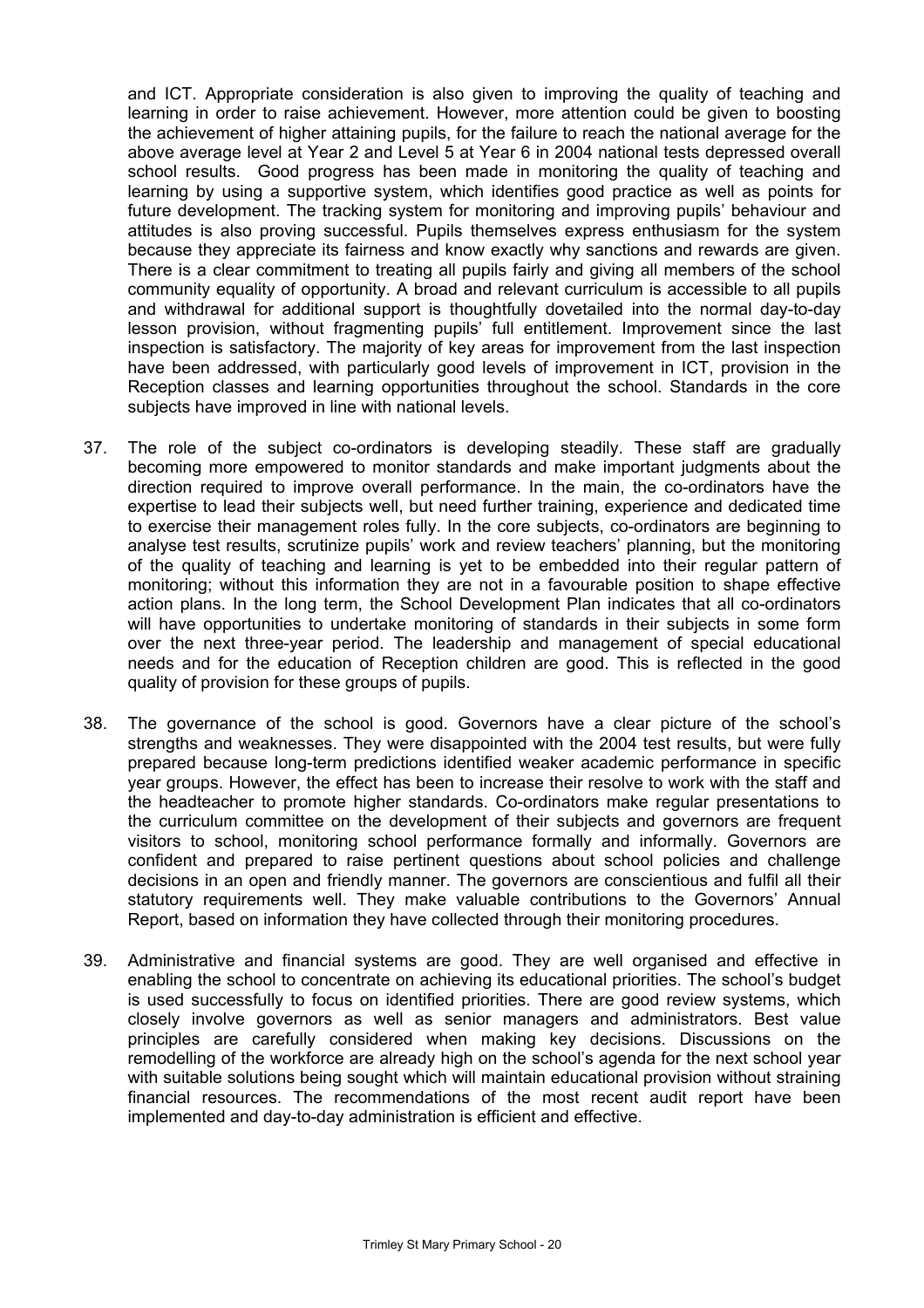and ICT. Appropriate consideration is also given to improving the quality of teaching and learning in order to raise achievement. However, more attention could be given to boosting the achievement of higher attaining pupils, for the failure to reach the national average for the above average level at Year 2 and Level 5 at Year 6 in 2004 national tests depressed overall school results. Good progress has been made in monitoring the quality of teaching and learning by using a supportive system, which identifies good practice as well as points for future development. The tracking system for monitoring and improving pupils' behaviour and attitudes is also proving successful. Pupils themselves express enthusiasm for the system because they appreciate its fairness and know exactly why sanctions and rewards are given. There is a clear commitment to treating all pupils fairly and giving all members of the school community equality of opportunity. A broad and relevant curriculum is accessible to all pupils and withdrawal for additional support is thoughtfully dovetailed into the normal day-to-day lesson provision, without fragmenting pupils' full entitlement. Improvement since the last inspection is satisfactory. The majority of key areas for improvement from the last inspection have been addressed, with particularly good levels of improvement in ICT, provision in the Reception classes and learning opportunities throughout the school. Standards in the core subjects have improved in line with national levels.

37. The role of the subject co-ordinators is developing steadily. These staff are gradually becoming more empowered to monitor standards and make important judgments about the direction required to improve overall performance. In the main, the co-ordinators have the expertise to lead their subjects well, but need further training, experience and dedicated time to exercise their management roles fully. In the core subjects, co-ordinators are beginning to analyse test results, scrutinize pupils' work and review teachers' planning, but the monitoring of the quality of teaching and learning is yet to be embedded into their regular pattern of monitoring; without this information they are not in a favourable position to shape effective action plans. In the long term, the School Development Plan indicates that all co-ordinators will have opportunities to undertake monitoring of standards in their subjects in some form over the next three-year period. The leadership and management of special educational needs and for the education of Reception children are good. This is reflected in the good quality of provision for these groups of pupils.

38. The governance of the school is good. Governors have a clear picture of the school's strengths and weaknesses. They were disappointed with the 2004 test results, but were fully prepared because long-term predictions identified weaker academic performance in specific year groups. However, the effect has been to increase their resolve to work with the staff and the headteacher to promote higher standards. Co-ordinators make regular presentations to the curriculum committee on the development of their subjects and governors are frequent visitors to school, monitoring school performance formally and informally. Governors are confident and prepared to raise pertinent questions about school policies and challenge decisions in an open and friendly manner. The governors are conscientious and fulfil all their statutory requirements well. They make valuable contributions to the Governors' Annual Report, based on information they have collected through their monitoring procedures.

39. Administrative and financial systems are good. They are well organised and effective in enabling the school to concentrate on achieving its educational priorities. The school's budget is used successfully to focus on identified priorities. There are good review systems, which closely involve governors as well as senior managers and administrators. Best value principles are carefully considered when making key decisions. Discussions on the remodelling of the workforce are already high on the school's agenda for the next school year with suitable solutions being sought which will maintain educational provision without straining financial resources. The recommendations of the most recent audit report have been implemented and day-to-day administration is efficient and effective.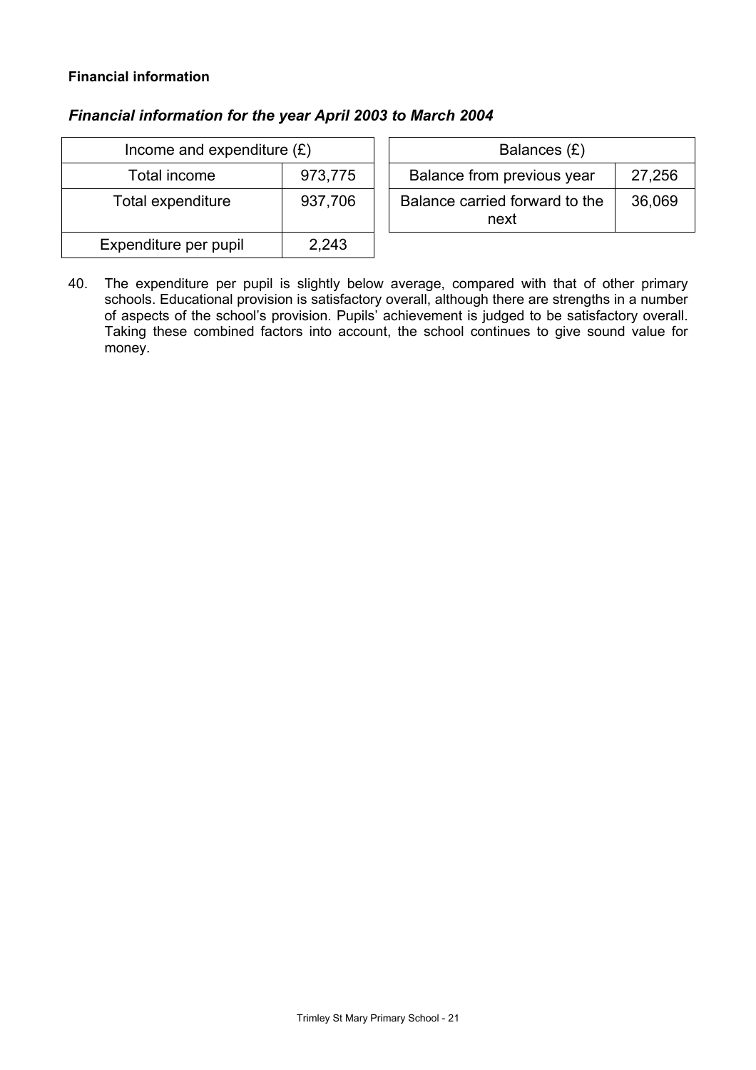**Financial information**

***Financial information for the year April 2003 to March 2004***

| Income and expenditure (£) | |
|---|---|
| Total income | 973,775 |
| Total expenditure | 937,706 |
| Expenditure per pupil | 2,243 |

| Balances (£) | |
|---|---|
| Balance from previous year | 27,256 |
| Balance carried forward to the next | 36,069 |

40. The expenditure per pupil is slightly below average, compared with that of other primary schools. Educational provision is satisfactory overall, although there are strengths in a number of aspects of the school's provision. Pupils' achievement is judged to be satisfactory overall. Taking these combined factors into account, the school continues to give sound value for money.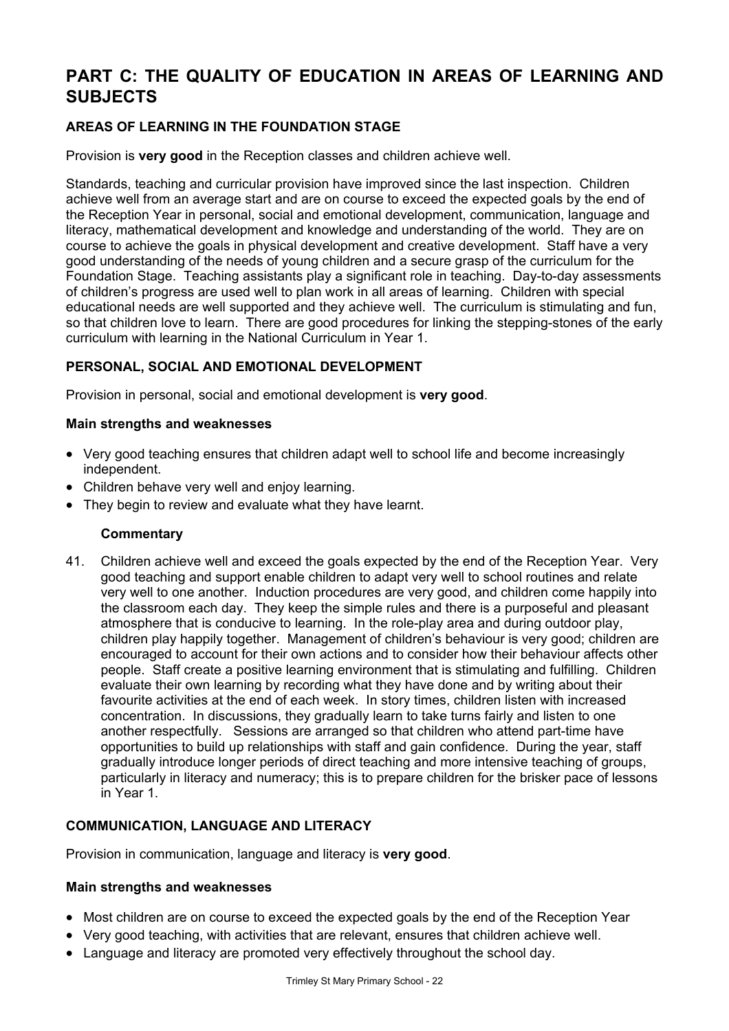# PART C: THE QUALITY OF EDUCATION IN AREAS OF LEARNING AND SUBJECTS

## AREAS OF LEARNING IN THE FOUNDATION STAGE

Provision is **very good** in the Reception classes and children achieve well.

Standards, teaching and curricular provision have improved since the last inspection. Children achieve well from an average start and are on course to exceed the expected goals by the end of the Reception Year in personal, social and emotional development, communication, language and literacy, mathematical development and knowledge and understanding of the world. They are on course to achieve the goals in physical development and creative development. Staff have a very good understanding of the needs of young children and a secure grasp of the curriculum for the Foundation Stage. Teaching assistants play a significant role in teaching. Day-to-day assessments of children's progress are used well to plan work in all areas of learning. Children with special educational needs are well supported and they achieve well. The curriculum is stimulating and fun, so that children love to learn. There are good procedures for linking the stepping-stones of the early curriculum with learning in the National Curriculum in Year 1.

## PERSONAL, SOCIAL AND EMOTIONAL DEVELOPMENT

Provision in personal, social and emotional development is **very good**.

### Main strengths and weaknesses

- Very good teaching ensures that children adapt well to school life and become increasingly independent.
- Children behave very well and enjoy learning.
- They begin to review and evaluate what they have learnt.

#### Commentary

41. Children achieve well and exceed the goals expected by the end of the Reception Year. Very good teaching and support enable children to adapt very well to school routines and relate very well to one another. Induction procedures are very good, and children come happily into the classroom each day. They keep the simple rules and there is a purposeful and pleasant atmosphere that is conducive to learning. In the role-play area and during outdoor play, children play happily together. Management of children's behaviour is very good; children are encouraged to account for their own actions and to consider how their behaviour affects other people. Staff create a positive learning environment that is stimulating and fulfilling. Children evaluate their own learning by recording what they have done and by writing about their favourite activities at the end of each week. In story times, children listen with increased concentration. In discussions, they gradually learn to take turns fairly and listen to one another respectfully. Sessions are arranged so that children who attend part-time have opportunities to build up relationships with staff and gain confidence. During the year, staff gradually introduce longer periods of direct teaching and more intensive teaching of groups, particularly in literacy and numeracy; this is to prepare children for the brisker pace of lessons in Year 1.

## COMMUNICATION, LANGUAGE AND LITERACY

Provision in communication, language and literacy is **very good**.

### Main strengths and weaknesses

- Most children are on course to exceed the expected goals by the end of the Reception Year
- Very good teaching, with activities that are relevant, ensures that children achieve well.
- Language and literacy are promoted very effectively throughout the school day.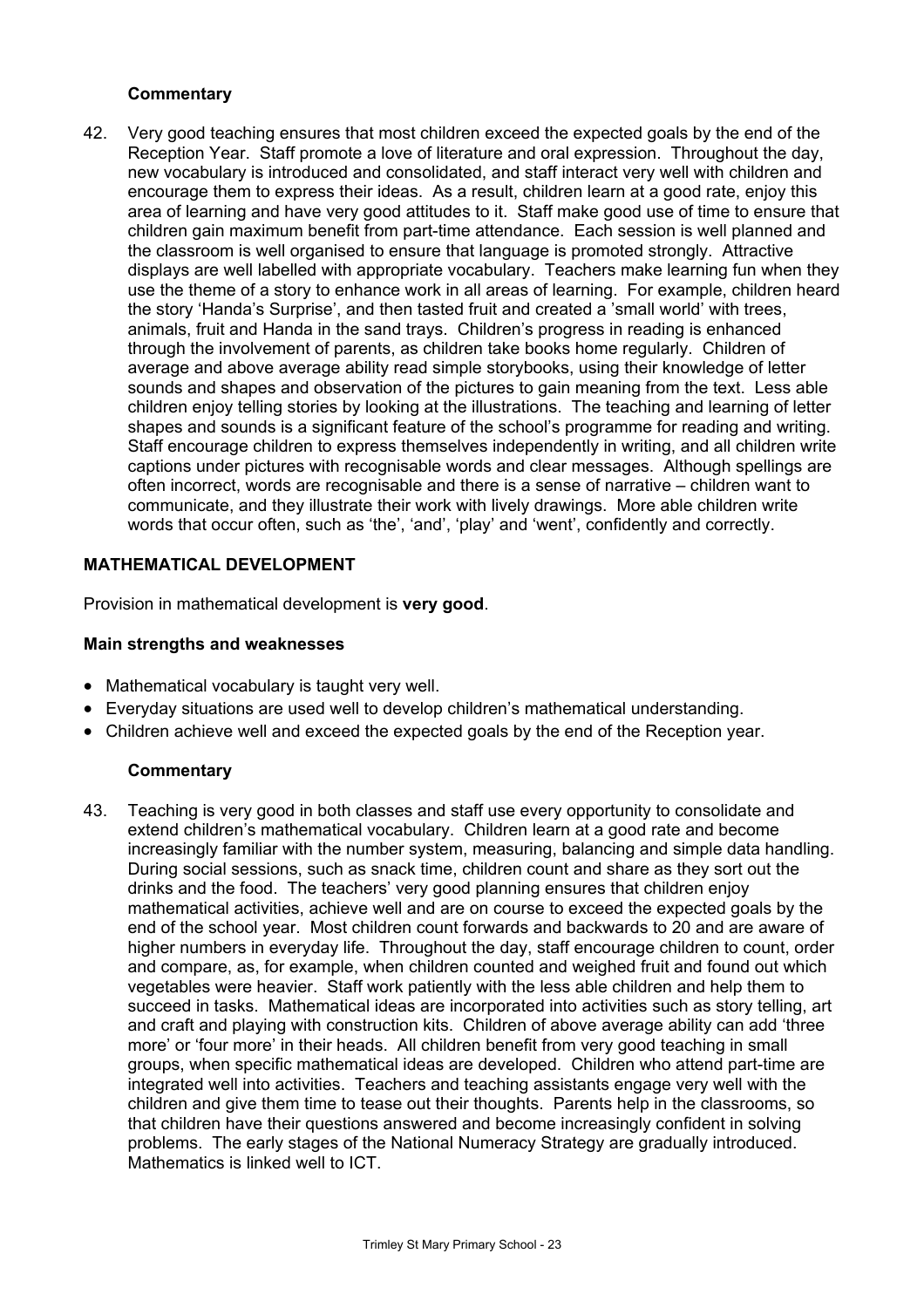#### Commentary

42. Very good teaching ensures that most children exceed the expected goals by the end of the Reception Year. Staff promote a love of literature and oral expression. Throughout the day, new vocabulary is introduced and consolidated, and staff interact very well with children and encourage them to express their ideas. As a result, children learn at a good rate, enjoy this area of learning and have very good attitudes to it. Staff make good use of time to ensure that children gain maximum benefit from part-time attendance. Each session is well planned and the classroom is well organised to ensure that language is promoted strongly. Attractive displays are well labelled with appropriate vocabulary. Teachers make learning fun when they use the theme of a story to enhance work in all areas of learning. For example, children heard the story 'Handa's Surprise', and then tasted fruit and created a 'small world' with trees, animals, fruit and Handa in the sand trays. Children's progress in reading is enhanced through the involvement of parents, as children take books home regularly. Children of average and above average ability read simple storybooks, using their knowledge of letter sounds and shapes and observation of the pictures to gain meaning from the text. Less able children enjoy telling stories by looking at the illustrations. The teaching and learning of letter shapes and sounds is a significant feature of the school's programme for reading and writing. Staff encourage children to express themselves independently in writing, and all children write captions under pictures with recognisable words and clear messages. Although spellings are often incorrect, words are recognisable and there is a sense of narrative – children want to communicate, and they illustrate their work with lively drawings. More able children write words that occur often, such as 'the', 'and', 'play' and 'went', confidently and correctly.

### MATHEMATICAL DEVELOPMENT

Provision in mathematical development is **very good**.

#### Main strengths and weaknesses

- Mathematical vocabulary is taught very well.
- Everyday situations are used well to develop children's mathematical understanding.
- Children achieve well and exceed the expected goals by the end of the Reception year.

#### Commentary

43. Teaching is very good in both classes and staff use every opportunity to consolidate and extend children's mathematical vocabulary. Children learn at a good rate and become increasingly familiar with the number system, measuring, balancing and simple data handling. During social sessions, such as snack time, children count and share as they sort out the drinks and the food. The teachers' very good planning ensures that children enjoy mathematical activities, achieve well and are on course to exceed the expected goals by the end of the school year. Most children count forwards and backwards to 20 and are aware of higher numbers in everyday life. Throughout the day, staff encourage children to count, order and compare, as, for example, when children counted and weighed fruit and found out which vegetables were heavier. Staff work patiently with the less able children and help them to succeed in tasks. Mathematical ideas are incorporated into activities such as story telling, art and craft and playing with construction kits. Children of above average ability can add 'three more' or 'four more' in their heads. All children benefit from very good teaching in small groups, when specific mathematical ideas are developed. Children who attend part-time are integrated well into activities. Teachers and teaching assistants engage very well with the children and give them time to tease out their thoughts. Parents help in the classrooms, so that children have their questions answered and become increasingly confident in solving problems. The early stages of the National Numeracy Strategy are gradually introduced. Mathematics is linked well to ICT.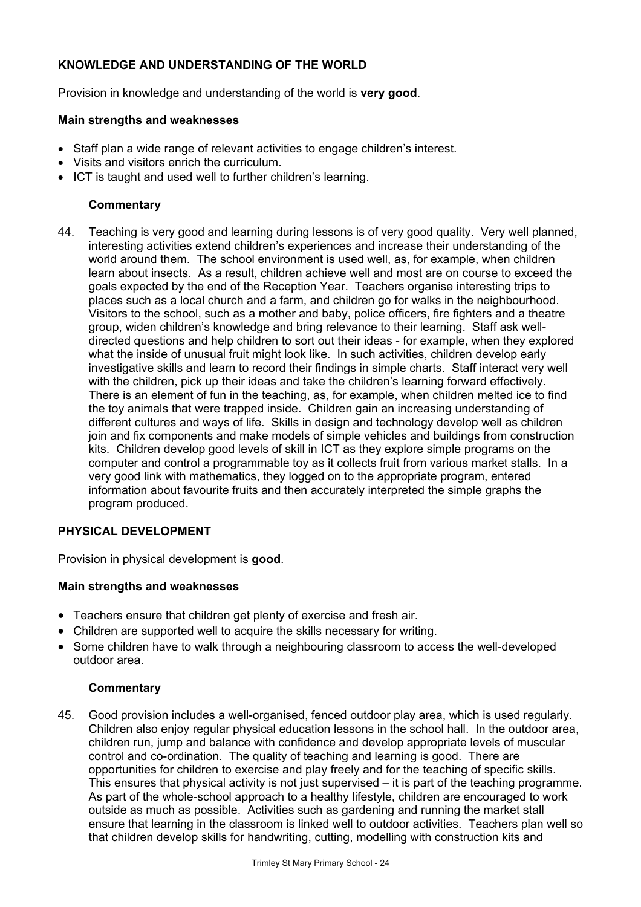## KNOWLEDGE AND UNDERSTANDING OF THE WORLD

Provision in knowledge and understanding of the world is **very good**.

### Main strengths and weaknesses

- Staff plan a wide range of relevant activities to engage children's interest.
- Visits and visitors enrich the curriculum.
- ICT is taught and used well to further children's learning.

#### Commentary

44. Teaching is very good and learning during lessons is of very good quality. Very well planned, interesting activities extend children's experiences and increase their understanding of the world around them. The school environment is used well, as, for example, when children learn about insects. As a result, children achieve well and most are on course to exceed the goals expected by the end of the Reception Year. Teachers organise interesting trips to places such as a local church and a farm, and children go for walks in the neighbourhood. Visitors to the school, such as a mother and baby, police officers, fire fighters and a theatre group, widen children's knowledge and bring relevance to their learning. Staff ask well-directed questions and help children to sort out their ideas - for example, when they explored what the inside of unusual fruit might look like. In such activities, children develop early investigative skills and learn to record their findings in simple charts. Staff interact very well with the children, pick up their ideas and take the children's learning forward effectively. There is an element of fun in the teaching, as, for example, when children melted ice to find the toy animals that were trapped inside. Children gain an increasing understanding of different cultures and ways of life. Skills in design and technology develop well as children join and fix components and make models of simple vehicles and buildings from construction kits. Children develop good levels of skill in ICT as they explore simple programs on the computer and control a programmable toy as it collects fruit from various market stalls. In a very good link with mathematics, they logged on to the appropriate program, entered information about favourite fruits and then accurately interpreted the simple graphs the program produced.

## PHYSICAL DEVELOPMENT

Provision in physical development is **good**.

### Main strengths and weaknesses

- Teachers ensure that children get plenty of exercise and fresh air.
- Children are supported well to acquire the skills necessary for writing.
- Some children have to walk through a neighbouring classroom to access the well-developed outdoor area.

#### Commentary

45. Good provision includes a well-organised, fenced outdoor play area, which is used regularly. Children also enjoy regular physical education lessons in the school hall. In the outdoor area, children run, jump and balance with confidence and develop appropriate levels of muscular control and co-ordination. The quality of teaching and learning is good. There are opportunities for children to exercise and play freely and for the teaching of specific skills. This ensures that physical activity is not just supervised – it is part of the teaching programme. As part of the whole-school approach to a healthy lifestyle, children are encouraged to work outside as much as possible. Activities such as gardening and running the market stall ensure that learning in the classroom is linked well to outdoor activities. Teachers plan well so that children develop skills for handwriting, cutting, modelling with construction kits and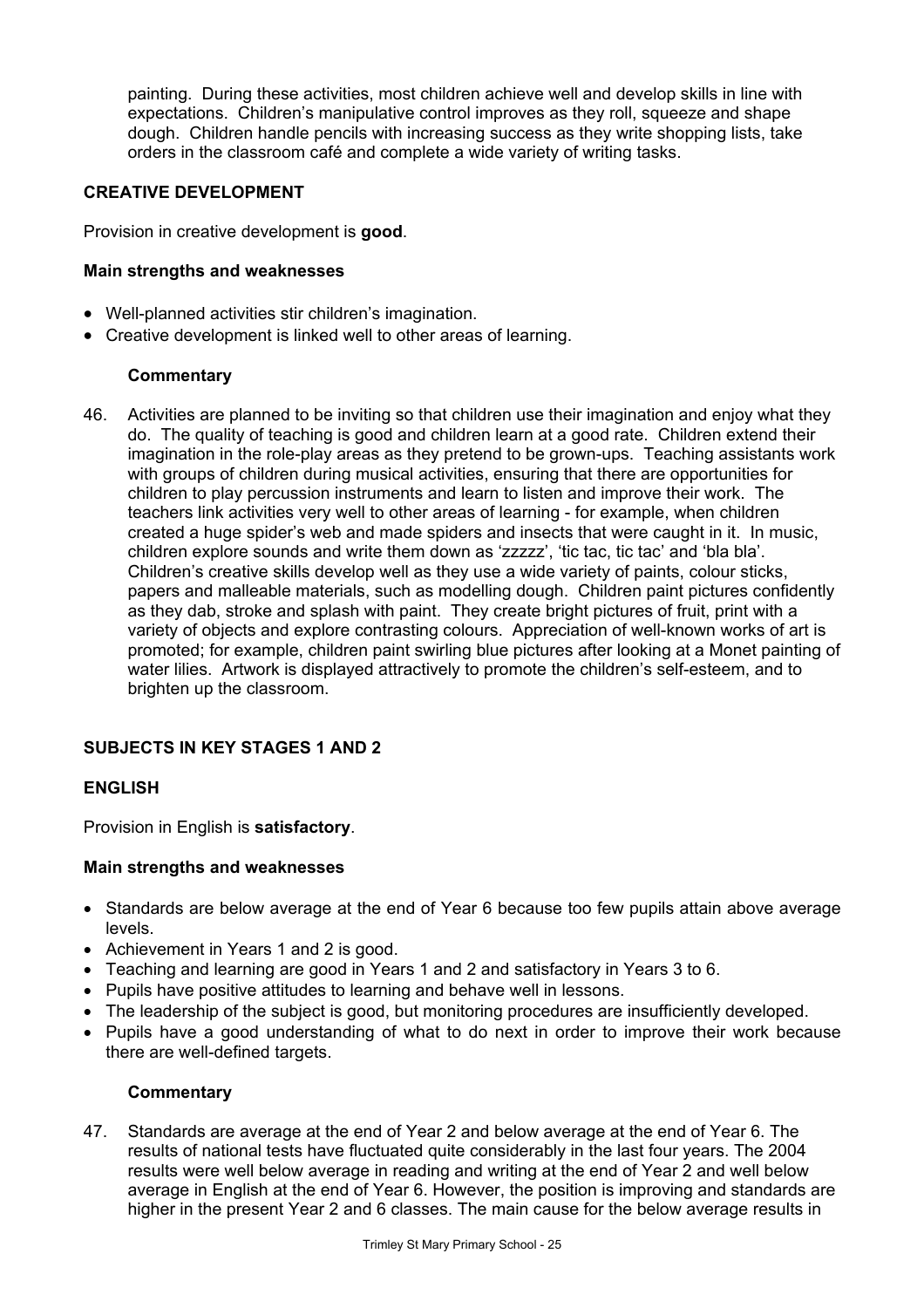painting. During these activities, most children achieve well and develop skills in line with expectations. Children's manipulative control improves as they roll, squeeze and shape dough. Children handle pencils with increasing success as they write shopping lists, take orders in the classroom café and complete a wide variety of writing tasks.

### CREATIVE DEVELOPMENT

Provision in creative development is **good**.

#### Main strengths and weaknesses

- Well-planned activities stir children's imagination.
- Creative development is linked well to other areas of learning.

#### Commentary

46. Activities are planned to be inviting so that children use their imagination and enjoy what they do. The quality of teaching is good and children learn at a good rate. Children extend their imagination in the role-play areas as they pretend to be grown-ups. Teaching assistants work with groups of children during musical activities, ensuring that there are opportunities for children to play percussion instruments and learn to listen and improve their work. The teachers link activities very well to other areas of learning - for example, when children created a huge spider's web and made spiders and insects that were caught in it. In music, children explore sounds and write them down as 'zzzzz', 'tic tac, tic tac' and 'bla bla'. Children's creative skills develop well as they use a wide variety of paints, colour sticks, papers and malleable materials, such as modelling dough. Children paint pictures confidently as they dab, stroke and splash with paint. They create bright pictures of fruit, print with a variety of objects and explore contrasting colours. Appreciation of well-known works of art is promoted; for example, children paint swirling blue pictures after looking at a Monet painting of water lilies. Artwork is displayed attractively to promote the children's self-esteem, and to brighten up the classroom.

## SUBJECTS IN KEY STAGES 1 AND 2

### ENGLISH

Provision in English is **satisfactory**.

#### Main strengths and weaknesses

- Standards are below average at the end of Year 6 because too few pupils attain above average levels.
- Achievement in Years 1 and 2 is good.
- Teaching and learning are good in Years 1 and 2 and satisfactory in Years 3 to 6.
- Pupils have positive attitudes to learning and behave well in lessons.
- The leadership of the subject is good, but monitoring procedures are insufficiently developed.
- Pupils have a good understanding of what to do next in order to improve their work because there are well-defined targets.

#### Commentary

47. Standards are average at the end of Year 2 and below average at the end of Year 6. The results of national tests have fluctuated quite considerably in the last four years. The 2004 results were well below average in reading and writing at the end of Year 2 and well below average in English at the end of Year 6. However, the position is improving and standards are higher in the present Year 2 and 6 classes. The main cause for the below average results in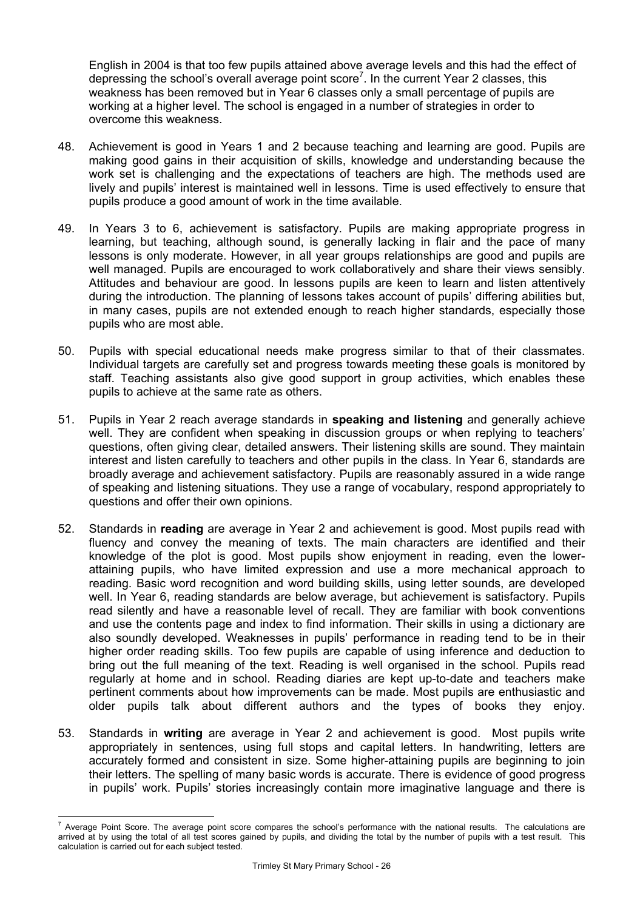English in 2004 is that too few pupils attained above average levels and this had the effect of depressing the school's overall average point score[7]. In the current Year 2 classes, this weakness has been removed but in Year 6 classes only a small percentage of pupils are working at a higher level. The school is engaged in a number of strategies in order to overcome this weakness.

48. Achievement is good in Years 1 and 2 because teaching and learning are good. Pupils are making good gains in their acquisition of skills, knowledge and understanding because the work set is challenging and the expectations of teachers are high. The methods used are lively and pupils' interest is maintained well in lessons. Time is used effectively to ensure that pupils produce a good amount of work in the time available.

49. In Years 3 to 6, achievement is satisfactory. Pupils are making appropriate progress in learning, but teaching, although sound, is generally lacking in flair and the pace of many lessons is only moderate. However, in all year groups relationships are good and pupils are well managed. Pupils are encouraged to work collaboratively and share their views sensibly. Attitudes and behaviour are good. In lessons pupils are keen to learn and listen attentively during the introduction. The planning of lessons takes account of pupils' differing abilities but, in many cases, pupils are not extended enough to reach higher standards, especially those pupils who are most able.

50. Pupils with special educational needs make progress similar to that of their classmates. Individual targets are carefully set and progress towards meeting these goals is monitored by staff. Teaching assistants also give good support in group activities, which enables these pupils to achieve at the same rate as others.

51. Pupils in Year 2 reach average standards in **speaking and listening** and generally achieve well. They are confident when speaking in discussion groups or when replying to teachers' questions, often giving clear, detailed answers. Their listening skills are sound. They maintain interest and listen carefully to teachers and other pupils in the class. In Year 6, standards are broadly average and achievement satisfactory. Pupils are reasonably assured in a wide range of speaking and listening situations. They use a range of vocabulary, respond appropriately to questions and offer their own opinions.

52. Standards in **reading** are average in Year 2 and achievement is good. Most pupils read with fluency and convey the meaning of texts. The main characters are identified and their knowledge of the plot is good. Most pupils show enjoyment in reading, even the lower-attaining pupils, who have limited expression and use a more mechanical approach to reading. Basic word recognition and word building skills, using letter sounds, are developed well. In Year 6, reading standards are below average, but achievement is satisfactory. Pupils read silently and have a reasonable level of recall. They are familiar with book conventions and use the contents page and index to find information. Their skills in using a dictionary are also soundly developed. Weaknesses in pupils' performance in reading tend to be in their higher order reading skills. Too few pupils are capable of using inference and deduction to bring out the full meaning of the text. Reading is well organised in the school. Pupils read regularly at home and in school. Reading diaries are kept up-to-date and teachers make pertinent comments about how improvements can be made. Most pupils are enthusiastic and older pupils talk about different authors and the types of books they enjoy.

53. Standards in **writing** are average in Year 2 and achievement is good. Most pupils write appropriately in sentences, using full stops and capital letters. In handwriting, letters are accurately formed and consistent in size. Some higher-attaining pupils are beginning to join their letters. The spelling of many basic words is accurate. There is evidence of good progress in pupils' work. Pupils' stories increasingly contain more imaginative language and there is

---

[7] Average Point Score. The average point score compares the school's performance with the national results. The calculations are arrived at by using the total of all test scores gained by pupils, and dividing the total by the number of pupils with a test result. This calculation is carried out for each subject tested.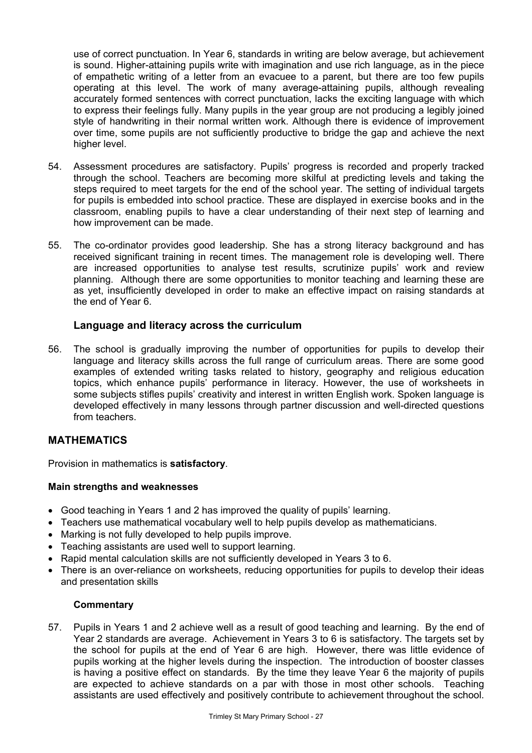use of correct punctuation. In Year 6, standards in writing are below average, but achievement is sound. Higher-attaining pupils write with imagination and use rich language, as in the piece of empathetic writing of a letter from an evacuee to a parent, but there are too few pupils operating at this level. The work of many average-attaining pupils, although revealing accurately formed sentences with correct punctuation, lacks the exciting language with which to express their feelings fully. Many pupils in the year group are not producing a legibly joined style of handwriting in their normal written work. Although there is evidence of improvement over time, some pupils are not sufficiently productive to bridge the gap and achieve the next higher level.

54. Assessment procedures are satisfactory. Pupils' progress is recorded and properly tracked through the school. Teachers are becoming more skilful at predicting levels and taking the steps required to meet targets for the end of the school year. The setting of individual targets for pupils is embedded into school practice. These are displayed in exercise books and in the classroom, enabling pupils to have a clear understanding of their next step of learning and how improvement can be made.

55. The co-ordinator provides good leadership. She has a strong literacy background and has received significant training in recent times. The management role is developing well. There are increased opportunities to analyse test results, scrutinize pupils' work and review planning. Although there are some opportunities to monitor teaching and learning these are as yet, insufficiently developed in order to make an effective impact on raising standards at the end of Year 6.

### Language and literacy across the curriculum

56. The school is gradually improving the number of opportunities for pupils to develop their language and literacy skills across the full range of curriculum areas. There are some good examples of extended writing tasks related to history, geography and religious education topics, which enhance pupils' performance in literacy. However, the use of worksheets in some subjects stifles pupils' creativity and interest in written English work. Spoken language is developed effectively in many lessons through partner discussion and well-directed questions from teachers.

## MATHEMATICS

Provision in mathematics is **satisfactory**.

#### Main strengths and weaknesses

- Good teaching in Years 1 and 2 has improved the quality of pupils' learning.
- Teachers use mathematical vocabulary well to help pupils develop as mathematicians.
- Marking is not fully developed to help pupils improve.
- Teaching assistants are used well to support learning.
- Rapid mental calculation skills are not sufficiently developed in Years 3 to 6.
- There is an over-reliance on worksheets, reducing opportunities for pupils to develop their ideas and presentation skills

#### Commentary

57. Pupils in Years 1 and 2 achieve well as a result of good teaching and learning. By the end of Year 2 standards are average. Achievement in Years 3 to 6 is satisfactory. The targets set by the school for pupils at the end of Year 6 are high. However, there was little evidence of pupils working at the higher levels during the inspection. The introduction of booster classes is having a positive effect on standards. By the time they leave Year 6 the majority of pupils are expected to achieve standards on a par with those in most other schools. Teaching assistants are used effectively and positively contribute to achievement throughout the school.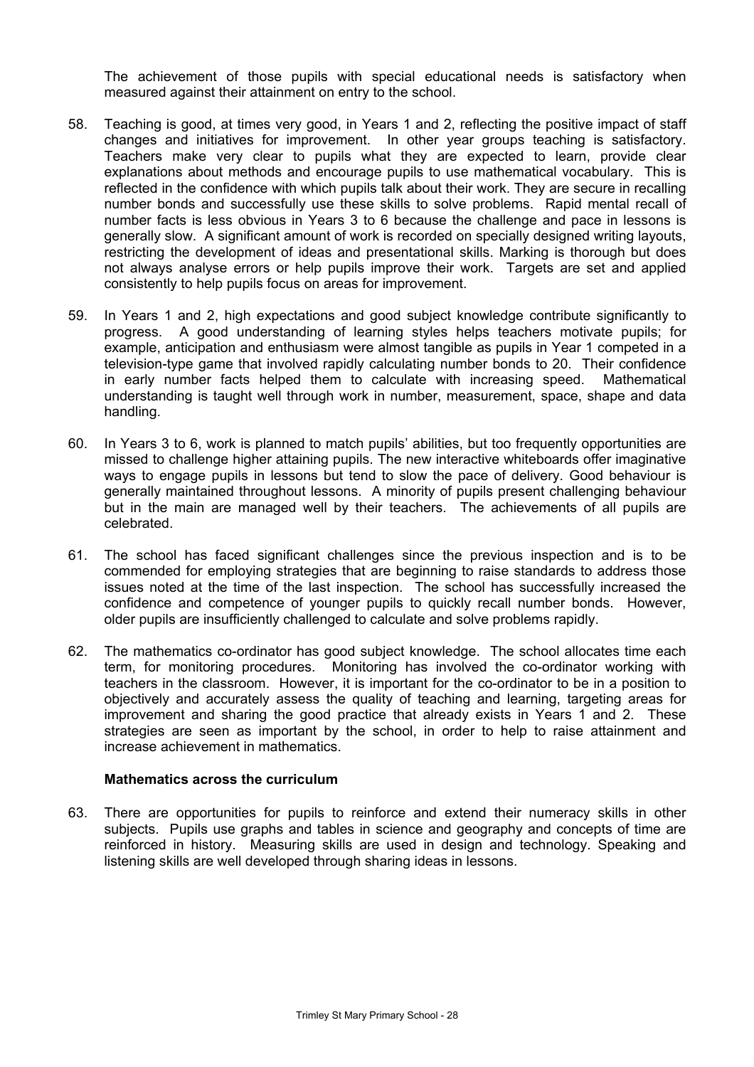The achievement of those pupils with special educational needs is satisfactory when measured against their attainment on entry to the school.

58. Teaching is good, at times very good, in Years 1 and 2, reflecting the positive impact of staff changes and initiatives for improvement. In other year groups teaching is satisfactory. Teachers make very clear to pupils what they are expected to learn, provide clear explanations about methods and encourage pupils to use mathematical vocabulary. This is reflected in the confidence with which pupils talk about their work. They are secure in recalling number bonds and successfully use these skills to solve problems. Rapid mental recall of number facts is less obvious in Years 3 to 6 because the challenge and pace in lessons is generally slow. A significant amount of work is recorded on specially designed writing layouts, restricting the development of ideas and presentational skills. Marking is thorough but does not always analyse errors or help pupils improve their work. Targets are set and applied consistently to help pupils focus on areas for improvement.

59. In Years 1 and 2, high expectations and good subject knowledge contribute significantly to progress. A good understanding of learning styles helps teachers motivate pupils; for example, anticipation and enthusiasm were almost tangible as pupils in Year 1 competed in a television-type game that involved rapidly calculating number bonds to 20. Their confidence in early number facts helped them to calculate with increasing speed. Mathematical understanding is taught well through work in number, measurement, space, shape and data handling.

60. In Years 3 to 6, work is planned to match pupils' abilities, but too frequently opportunities are missed to challenge higher attaining pupils. The new interactive whiteboards offer imaginative ways to engage pupils in lessons but tend to slow the pace of delivery. Good behaviour is generally maintained throughout lessons. A minority of pupils present challenging behaviour but in the main are managed well by their teachers. The achievements of all pupils are celebrated.

61. The school has faced significant challenges since the previous inspection and is to be commended for employing strategies that are beginning to raise standards to address those issues noted at the time of the last inspection. The school has successfully increased the confidence and competence of younger pupils to quickly recall number bonds. However, older pupils are insufficiently challenged to calculate and solve problems rapidly.

62. The mathematics co-ordinator has good subject knowledge. The school allocates time each term, for monitoring procedures. Monitoring has involved the co-ordinator working with teachers in the classroom. However, it is important for the co-ordinator to be in a position to objectively and accurately assess the quality of teaching and learning, targeting areas for improvement and sharing the good practice that already exists in Years 1 and 2. These strategies are seen as important by the school, in order to help to raise attainment and increase achievement in mathematics.

**Mathematics across the curriculum**

63. There are opportunities for pupils to reinforce and extend their numeracy skills in other subjects. Pupils use graphs and tables in science and geography and concepts of time are reinforced in history. Measuring skills are used in design and technology. Speaking and listening skills are well developed through sharing ideas in lessons.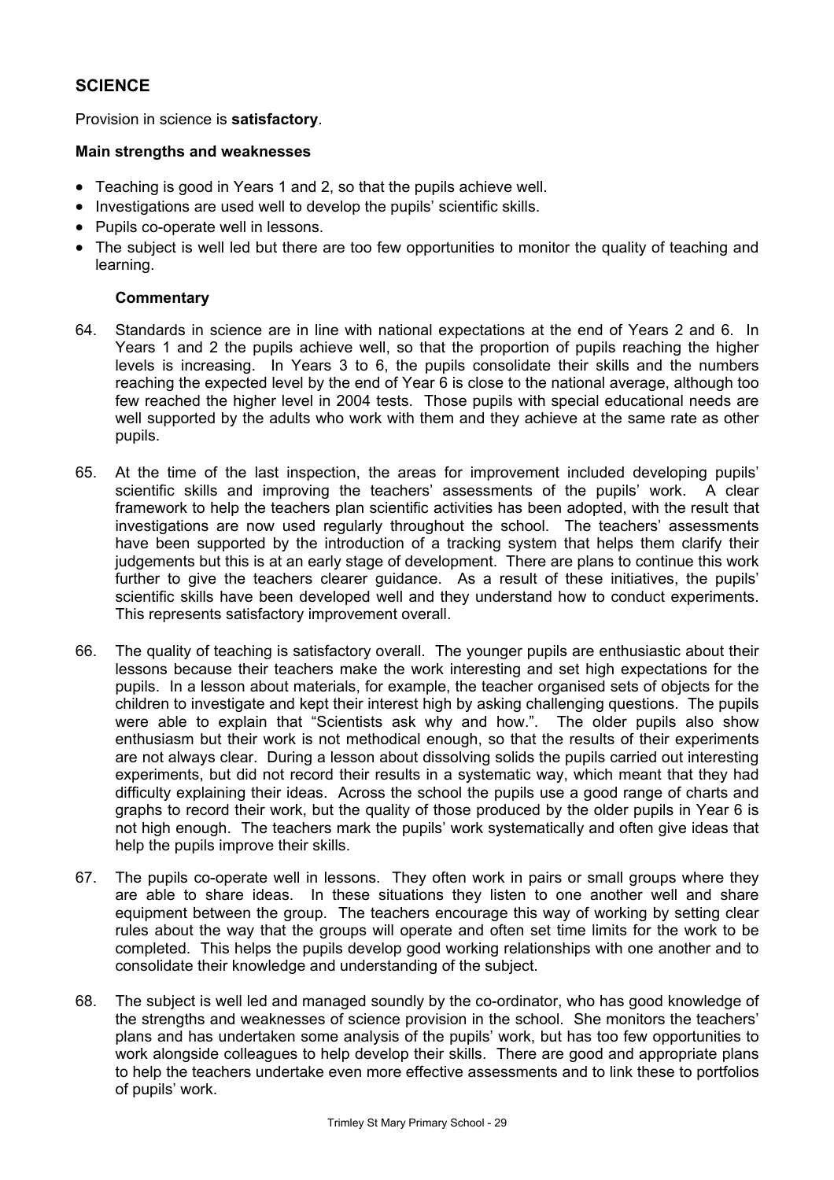## SCIENCE

Provision in science is **satisfactory**.

**Main strengths and weaknesses**

- Teaching is good in Years 1 and 2, so that the pupils achieve well.
- Investigations are used well to develop the pupils' scientific skills.
- Pupils co-operate well in lessons.
- The subject is well led but there are too few opportunities to monitor the quality of teaching and learning.

**Commentary**

64. Standards in science are in line with national expectations at the end of Years 2 and 6. In Years 1 and 2 the pupils achieve well, so that the proportion of pupils reaching the higher levels is increasing. In Years 3 to 6, the pupils consolidate their skills and the numbers reaching the expected level by the end of Year 6 is close to the national average, although too few reached the higher level in 2004 tests. Those pupils with special educational needs are well supported by the adults who work with them and they achieve at the same rate as other pupils.

65. At the time of the last inspection, the areas for improvement included developing pupils' scientific skills and improving the teachers' assessments of the pupils' work. A clear framework to help the teachers plan scientific activities has been adopted, with the result that investigations are now used regularly throughout the school. The teachers' assessments have been supported by the introduction of a tracking system that helps them clarify their judgements but this is at an early stage of development. There are plans to continue this work further to give the teachers clearer guidance. As a result of these initiatives, the pupils' scientific skills have been developed well and they understand how to conduct experiments. This represents satisfactory improvement overall.

66. The quality of teaching is satisfactory overall. The younger pupils are enthusiastic about their lessons because their teachers make the work interesting and set high expectations for the pupils. In a lesson about materials, for example, the teacher organised sets of objects for the children to investigate and kept their interest high by asking challenging questions. The pupils were able to explain that "Scientists ask why and how.". The older pupils also show enthusiasm but their work is not methodical enough, so that the results of their experiments are not always clear. During a lesson about dissolving solids the pupils carried out interesting experiments, but did not record their results in a systematic way, which meant that they had difficulty explaining their ideas. Across the school the pupils use a good range of charts and graphs to record their work, but the quality of those produced by the older pupils in Year 6 is not high enough. The teachers mark the pupils' work systematically and often give ideas that help the pupils improve their skills.

67. The pupils co-operate well in lessons. They often work in pairs or small groups where they are able to share ideas. In these situations they listen to one another well and share equipment between the group. The teachers encourage this way of working by setting clear rules about the way that the groups will operate and often set time limits for the work to be completed. This helps the pupils develop good working relationships with one another and to consolidate their knowledge and understanding of the subject.

68. The subject is well led and managed soundly by the co-ordinator, who has good knowledge of the strengths and weaknesses of science provision in the school. She monitors the teachers' plans and has undertaken some analysis of the pupils' work, but has too few opportunities to work alongside colleagues to help develop their skills. There are good and appropriate plans to help the teachers undertake even more effective assessments and to link these to portfolios of pupils' work.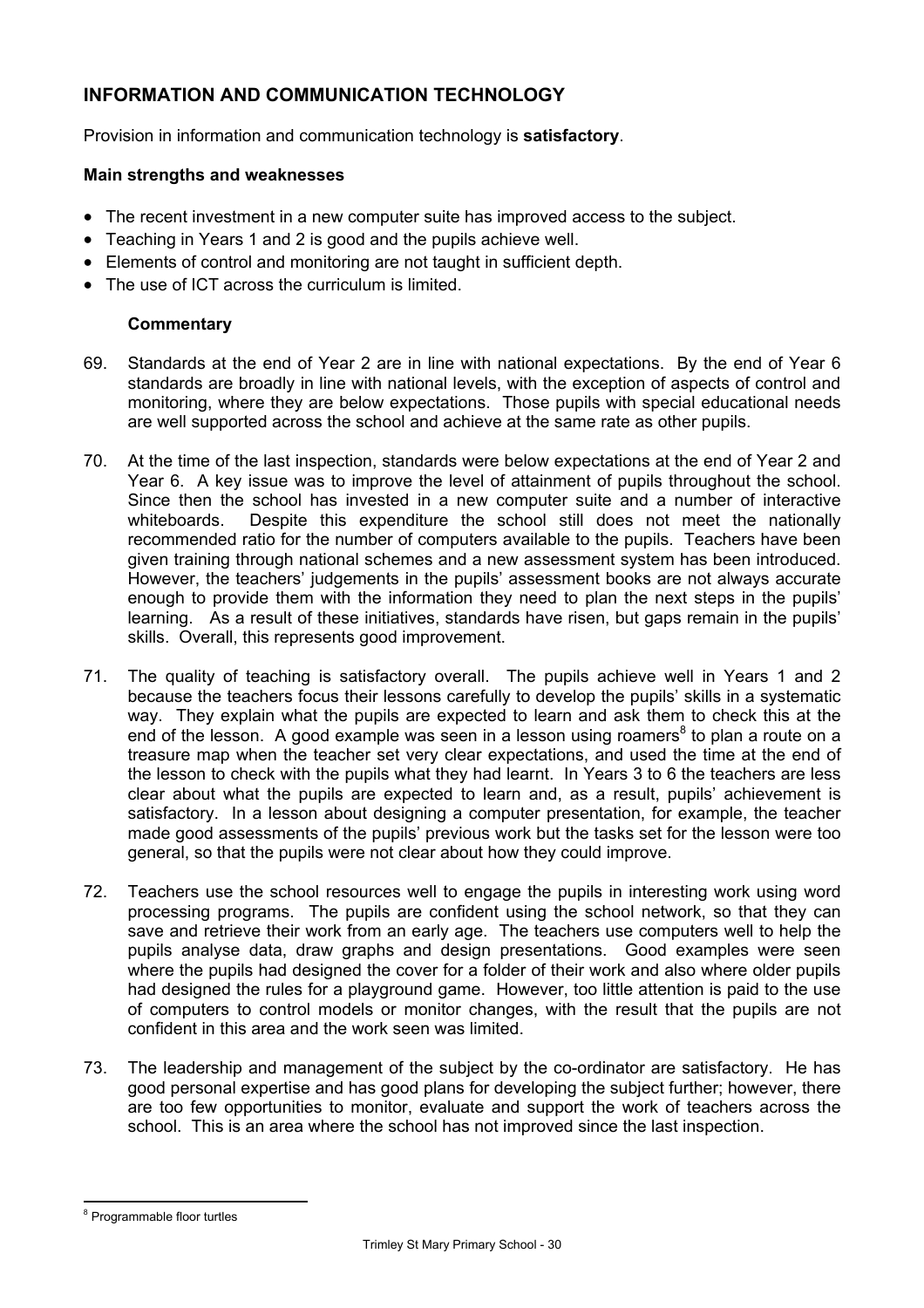## INFORMATION AND COMMUNICATION TECHNOLOGY

Provision in information and communication technology is **satisfactory**.

**Main strengths and weaknesses**

- The recent investment in a new computer suite has improved access to the subject.
- Teaching in Years 1 and 2 is good and the pupils achieve well.
- Elements of control and monitoring are not taught in sufficient depth.
- The use of ICT across the curriculum is limited.

**Commentary**

69. Standards at the end of Year 2 are in line with national expectations. By the end of Year 6 standards are broadly in line with national levels, with the exception of aspects of control and monitoring, where they are below expectations. Those pupils with special educational needs are well supported across the school and achieve at the same rate as other pupils.

70. At the time of the last inspection, standards were below expectations at the end of Year 2 and Year 6. A key issue was to improve the level of attainment of pupils throughout the school. Since then the school has invested in a new computer suite and a number of interactive whiteboards. Despite this expenditure the school still does not meet the nationally recommended ratio for the number of computers available to the pupils. Teachers have been given training through national schemes and a new assessment system has been introduced. However, the teachers' judgements in the pupils' assessment books are not always accurate enough to provide them with the information they need to plan the next steps in the pupils' learning. As a result of these initiatives, standards have risen, but gaps remain in the pupils' skills. Overall, this represents good improvement.

71. The quality of teaching is satisfactory overall. The pupils achieve well in Years 1 and 2 because the teachers focus their lessons carefully to develop the pupils' skills in a systematic way. They explain what the pupils are expected to learn and ask them to check this at the end of the lesson. A good example was seen in a lesson using roamers[8] to plan a route on a treasure map when the teacher set very clear expectations, and used the time at the end of the lesson to check with the pupils what they had learnt. In Years 3 to 6 the teachers are less clear about what the pupils are expected to learn and, as a result, pupils' achievement is satisfactory. In a lesson about designing a computer presentation, for example, the teacher made good assessments of the pupils' previous work but the tasks set for the lesson were too general, so that the pupils were not clear about how they could improve.

72. Teachers use the school resources well to engage the pupils in interesting work using word processing programs. The pupils are confident using the school network, so that they can save and retrieve their work from an early age. The teachers use computers well to help the pupils analyse data, draw graphs and design presentations. Good examples were seen where the pupils had designed the cover for a folder of their work and also where older pupils had designed the rules for a playground game. However, too little attention is paid to the use of computers to control models or monitor changes, with the result that the pupils are not confident in this area and the work seen was limited.

73. The leadership and management of the subject by the co-ordinator are satisfactory. He has good personal expertise and has good plans for developing the subject further; however, there are too few opportunities to monitor, evaluate and support the work of teachers across the school. This is an area where the school has not improved since the last inspection.

---

[8] Programmable floor turtles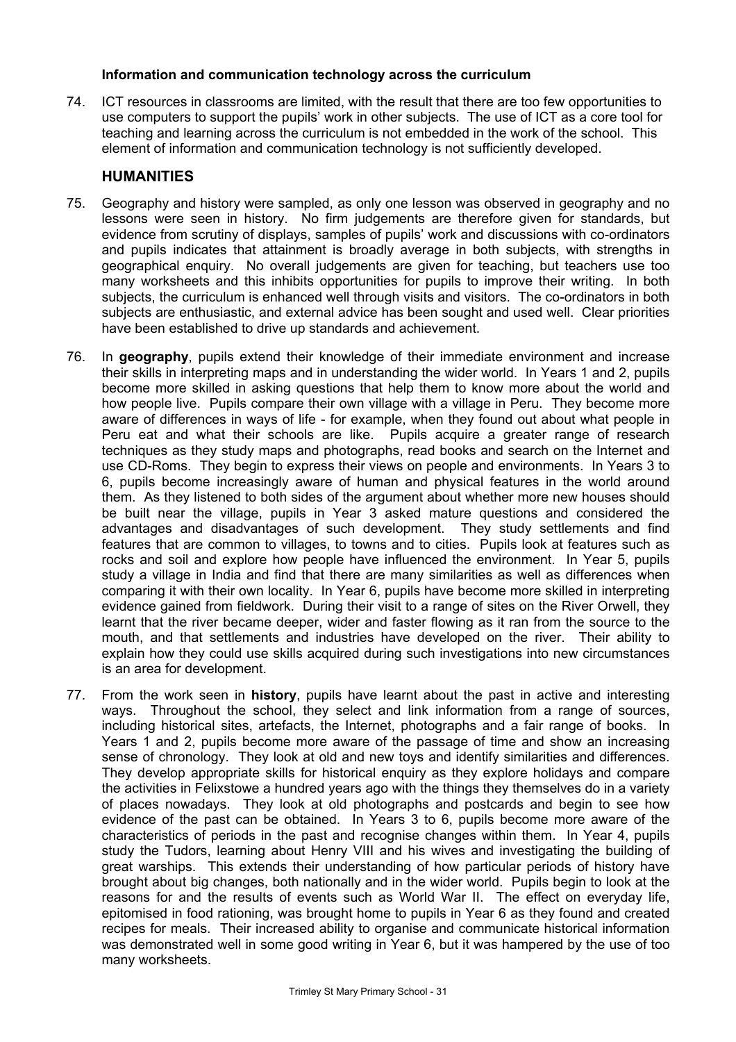**Information and communication technology across the curriculum**

74. ICT resources in classrooms are limited, with the result that there are too few opportunities to use computers to support the pupils' work in other subjects. The use of ICT as a core tool for teaching and learning across the curriculum is not embedded in the work of the school. This element of information and communication technology is not sufficiently developed.

## HUMANITIES

75. Geography and history were sampled, as only one lesson was observed in geography and no lessons were seen in history. No firm judgements are therefore given for standards, but evidence from scrutiny of displays, samples of pupils' work and discussions with co-ordinators and pupils indicates that attainment is broadly average in both subjects, with strengths in geographical enquiry. No overall judgements are given for teaching, but teachers use too many worksheets and this inhibits opportunities for pupils to improve their writing. In both subjects, the curriculum is enhanced well through visits and visitors. The co-ordinators in both subjects are enthusiastic, and external advice has been sought and used well. Clear priorities have been established to drive up standards and achievement.

76. In **geography**, pupils extend their knowledge of their immediate environment and increase their skills in interpreting maps and in understanding the wider world. In Years 1 and 2, pupils become more skilled in asking questions that help them to know more about the world and how people live. Pupils compare their own village with a village in Peru. They become more aware of differences in ways of life - for example, when they found out about what people in Peru eat and what their schools are like. Pupils acquire a greater range of research techniques as they study maps and photographs, read books and search on the Internet and use CD-Roms. They begin to express their views on people and environments. In Years 3 to 6, pupils become increasingly aware of human and physical features in the world around them. As they listened to both sides of the argument about whether more new houses should be built near the village, pupils in Year 3 asked mature questions and considered the advantages and disadvantages of such development. They study settlements and find features that are common to villages, to towns and to cities. Pupils look at features such as rocks and soil and explore how people have influenced the environment. In Year 5, pupils study a village in India and find that there are many similarities as well as differences when comparing it with their own locality. In Year 6, pupils have become more skilled in interpreting evidence gained from fieldwork. During their visit to a range of sites on the River Orwell, they learnt that the river became deeper, wider and faster flowing as it ran from the source to the mouth, and that settlements and industries have developed on the river. Their ability to explain how they could use skills acquired during such investigations into new circumstances is an area for development.

77. From the work seen in **history**, pupils have learnt about the past in active and interesting ways. Throughout the school, they select and link information from a range of sources, including historical sites, artefacts, the Internet, photographs and a fair range of books. In Years 1 and 2, pupils become more aware of the passage of time and show an increasing sense of chronology. They look at old and new toys and identify similarities and differences. They develop appropriate skills for historical enquiry as they explore holidays and compare the activities in Felixstowe a hundred years ago with the things they themselves do in a variety of places nowadays. They look at old photographs and postcards and begin to see how evidence of the past can be obtained. In Years 3 to 6, pupils become more aware of the characteristics of periods in the past and recognise changes within them. In Year 4, pupils study the Tudors, learning about Henry VIII and his wives and investigating the building of great warships. This extends their understanding of how particular periods of history have brought about big changes, both nationally and in the wider world. Pupils begin to look at the reasons for and the results of events such as World War II. The effect on everyday life, epitomised in food rationing, was brought home to pupils in Year 6 as they found and created recipes for meals. Their increased ability to organise and communicate historical information was demonstrated well in some good writing in Year 6, but it was hampered by the use of too many worksheets.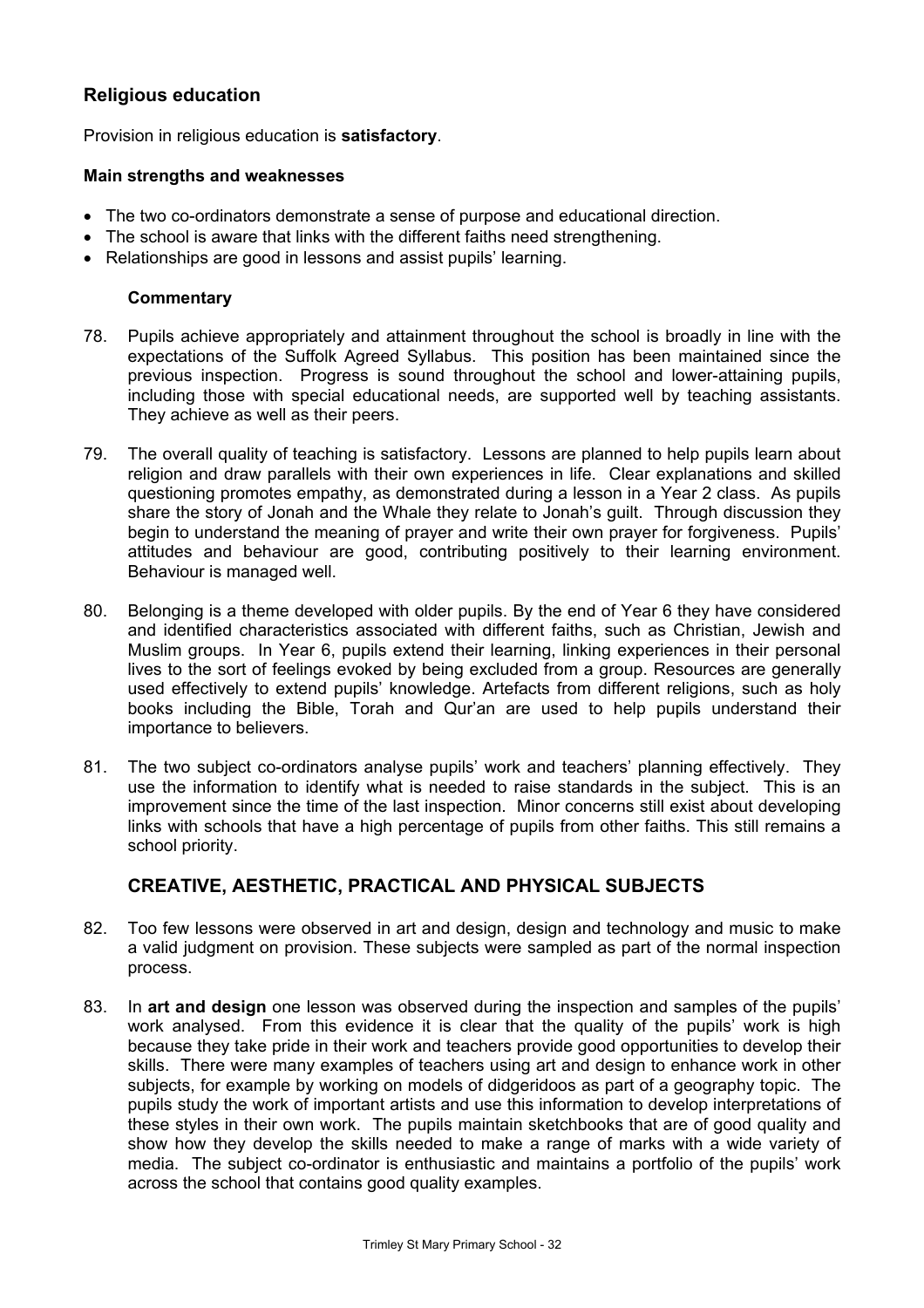## Religious education

Provision in religious education is **satisfactory**.

**Main strengths and weaknesses**

- The two co-ordinators demonstrate a sense of purpose and educational direction.
- The school is aware that links with the different faiths need strengthening.
- Relationships are good in lessons and assist pupils' learning.

### Commentary

78. Pupils achieve appropriately and attainment throughout the school is broadly in line with the expectations of the Suffolk Agreed Syllabus. This position has been maintained since the previous inspection. Progress is sound throughout the school and lower-attaining pupils, including those with special educational needs, are supported well by teaching assistants. They achieve as well as their peers.

79. The overall quality of teaching is satisfactory. Lessons are planned to help pupils learn about religion and draw parallels with their own experiences in life. Clear explanations and skilled questioning promotes empathy, as demonstrated during a lesson in a Year 2 class. As pupils share the story of Jonah and the Whale they relate to Jonah's guilt. Through discussion they begin to understand the meaning of prayer and write their own prayer for forgiveness. Pupils' attitudes and behaviour are good, contributing positively to their learning environment. Behaviour is managed well.

80. Belonging is a theme developed with older pupils. By the end of Year 6 they have considered and identified characteristics associated with different faiths, such as Christian, Jewish and Muslim groups. In Year 6, pupils extend their learning, linking experiences in their personal lives to the sort of feelings evoked by being excluded from a group. Resources are generally used effectively to extend pupils' knowledge. Artefacts from different religions, such as holy books including the Bible, Torah and Qur'an are used to help pupils understand their importance to believers.

81. The two subject co-ordinators analyse pupils' work and teachers' planning effectively. They use the information to identify what is needed to raise standards in the subject. This is an improvement since the time of the last inspection. Minor concerns still exist about developing links with schools that have a high percentage of pupils from other faiths. This still remains a school priority.

## CREATIVE, AESTHETIC, PRACTICAL AND PHYSICAL SUBJECTS

82. Too few lessons were observed in art and design, design and technology and music to make a valid judgment on provision. These subjects were sampled as part of the normal inspection process.

83. In **art and design** one lesson was observed during the inspection and samples of the pupils' work analysed. From this evidence it is clear that the quality of the pupils' work is high because they take pride in their work and teachers provide good opportunities to develop their skills. There were many examples of teachers using art and design to enhance work in other subjects, for example by working on models of didgeridoos as part of a geography topic. The pupils study the work of important artists and use this information to develop interpretations of these styles in their own work. The pupils maintain sketchbooks that are of good quality and show how they develop the skills needed to make a range of marks with a wide variety of media. The subject co-ordinator is enthusiastic and maintains a portfolio of the pupils' work across the school that contains good quality examples.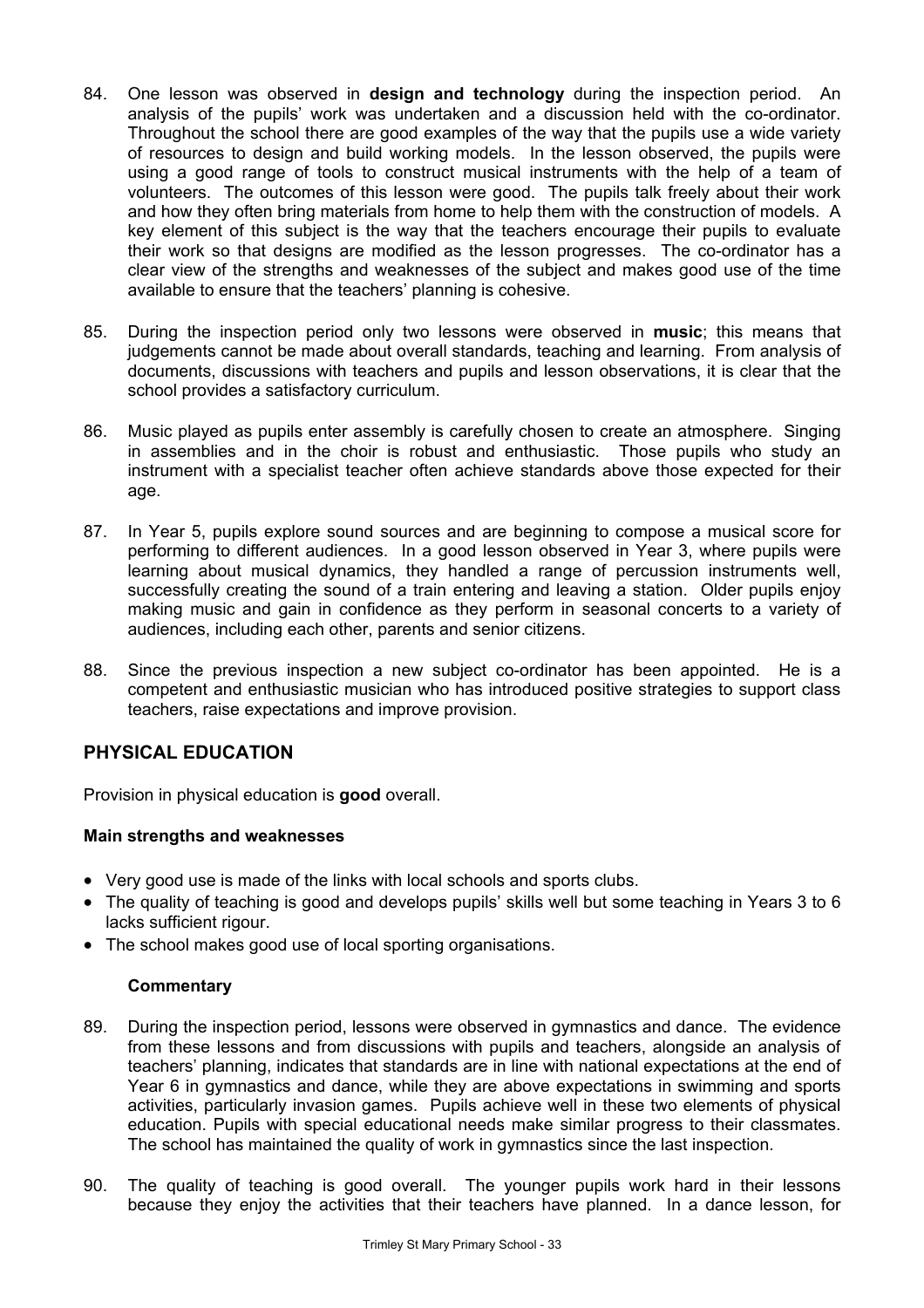84. One lesson was observed in **design and technology** during the inspection period. An analysis of the pupils' work was undertaken and a discussion held with the co-ordinator. Throughout the school there are good examples of the way that the pupils use a wide variety of resources to design and build working models. In the lesson observed, the pupils were using a good range of tools to construct musical instruments with the help of a team of volunteers. The outcomes of this lesson were good. The pupils talk freely about their work and how they often bring materials from home to help them with the construction of models. A key element of this subject is the way that the teachers encourage their pupils to evaluate their work so that designs are modified as the lesson progresses. The co-ordinator has a clear view of the strengths and weaknesses of the subject and makes good use of the time available to ensure that the teachers' planning is cohesive.

85. During the inspection period only two lessons were observed in **music**; this means that judgements cannot be made about overall standards, teaching and learning. From analysis of documents, discussions with teachers and pupils and lesson observations, it is clear that the school provides a satisfactory curriculum.

86. Music played as pupils enter assembly is carefully chosen to create an atmosphere. Singing in assemblies and in the choir is robust and enthusiastic. Those pupils who study an instrument with a specialist teacher often achieve standards above those expected for their age.

87. In Year 5, pupils explore sound sources and are beginning to compose a musical score for performing to different audiences. In a good lesson observed in Year 3, where pupils were learning about musical dynamics, they handled a range of percussion instruments well, successfully creating the sound of a train entering and leaving a station. Older pupils enjoy making music and gain in confidence as they perform in seasonal concerts to a variety of audiences, including each other, parents and senior citizens.

88. Since the previous inspection a new subject co-ordinator has been appointed. He is a competent and enthusiastic musician who has introduced positive strategies to support class teachers, raise expectations and improve provision.

## PHYSICAL EDUCATION

Provision in physical education is **good** overall.

### Main strengths and weaknesses

- Very good use is made of the links with local schools and sports clubs.
- The quality of teaching is good and develops pupils' skills well but some teaching in Years 3 to 6 lacks sufficient rigour.
- The school makes good use of local sporting organisations.

### Commentary

89. During the inspection period, lessons were observed in gymnastics and dance. The evidence from these lessons and from discussions with pupils and teachers, alongside an analysis of teachers' planning, indicates that standards are in line with national expectations at the end of Year 6 in gymnastics and dance, while they are above expectations in swimming and sports activities, particularly invasion games. Pupils achieve well in these two elements of physical education. Pupils with special educational needs make similar progress to their classmates. The school has maintained the quality of work in gymnastics since the last inspection.

90. The quality of teaching is good overall. The younger pupils work hard in their lessons because they enjoy the activities that their teachers have planned. In a dance lesson, for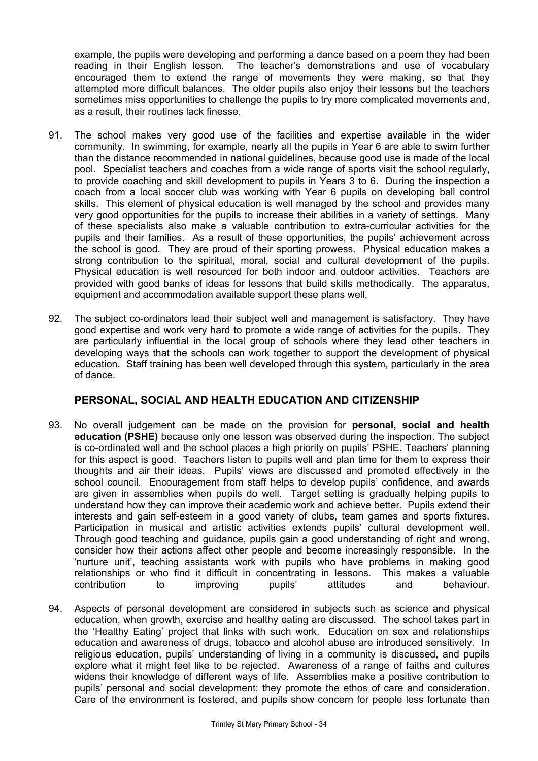example, the pupils were developing and performing a dance based on a poem they had been reading in their English lesson. The teacher's demonstrations and use of vocabulary encouraged them to extend the range of movements they were making, so that they attempted more difficult balances. The older pupils also enjoy their lessons but the teachers sometimes miss opportunities to challenge the pupils to try more complicated movements and, as a result, their routines lack finesse.

91. The school makes very good use of the facilities and expertise available in the wider community. In swimming, for example, nearly all the pupils in Year 6 are able to swim further than the distance recommended in national guidelines, because good use is made of the local pool. Specialist teachers and coaches from a wide range of sports visit the school regularly, to provide coaching and skill development to pupils in Years 3 to 6. During the inspection a coach from a local soccer club was working with Year 6 pupils on developing ball control skills. This element of physical education is well managed by the school and provides many very good opportunities for the pupils to increase their abilities in a variety of settings. Many of these specialists also make a valuable contribution to extra-curricular activities for the pupils and their families. As a result of these opportunities, the pupils' achievement across the school is good. They are proud of their sporting prowess. Physical education makes a strong contribution to the spiritual, moral, social and cultural development of the pupils. Physical education is well resourced for both indoor and outdoor activities. Teachers are provided with good banks of ideas for lessons that build skills methodically. The apparatus, equipment and accommodation available support these plans well.

92. The subject co-ordinators lead their subject well and management is satisfactory. They have good expertise and work very hard to promote a wide range of activities for the pupils. They are particularly influential in the local group of schools where they lead other teachers in developing ways that the schools can work together to support the development of physical education. Staff training has been well developed through this system, particularly in the area of dance.

## PERSONAL, SOCIAL AND HEALTH EDUCATION AND CITIZENSHIP

93. No overall judgement can be made on the provision for **personal, social and health education (PSHE)** because only one lesson was observed during the inspection. The subject is co-ordinated well and the school places a high priority on pupils' PSHE. Teachers' planning for this aspect is good. Teachers listen to pupils well and plan time for them to express their thoughts and air their ideas. Pupils' views are discussed and promoted effectively in the school council. Encouragement from staff helps to develop pupils' confidence, and awards are given in assemblies when pupils do well. Target setting is gradually helping pupils to understand how they can improve their academic work and achieve better. Pupils extend their interests and gain self-esteem in a good variety of clubs, team games and sports fixtures. Participation in musical and artistic activities extends pupils' cultural development well. Through good teaching and guidance, pupils gain a good understanding of right and wrong, consider how their actions affect other people and become increasingly responsible. In the 'nurture unit', teaching assistants work with pupils who have problems in making good relationships or who find it difficult in concentrating in lessons. This makes a valuable contribution to improving pupils' attitudes and behaviour.

94. Aspects of personal development are considered in subjects such as science and physical education, when growth, exercise and healthy eating are discussed. The school takes part in the 'Healthy Eating' project that links with such work. Education on sex and relationships education and awareness of drugs, tobacco and alcohol abuse are introduced sensitively. In religious education, pupils' understanding of living in a community is discussed, and pupils explore what it might feel like to be rejected. Awareness of a range of faiths and cultures widens their knowledge of different ways of life. Assemblies make a positive contribution to pupils' personal and social development; they promote the ethos of care and consideration. Care of the environment is fostered, and pupils show concern for people less fortunate than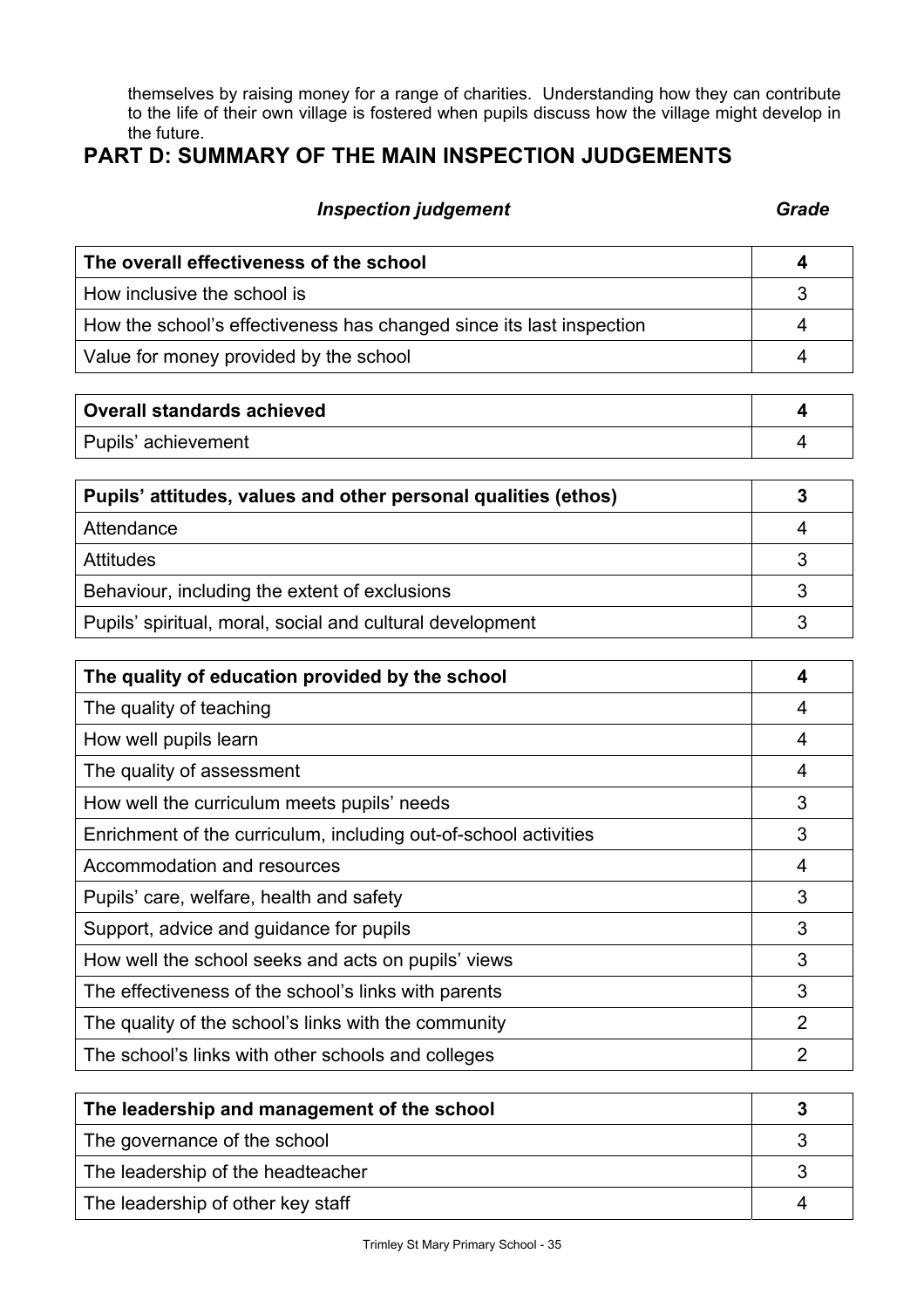themselves by raising money for a range of charities. Understanding how they can contribute to the life of their own village is fostered when pupils discuss how the village might develop in the future.

## PART D: SUMMARY OF THE MAIN INSPECTION JUDGEMENTS

| *Inspection judgement* | *Grade* |
|---|---|
| **The overall effectiveness of the school** | **4** |
| How inclusive the school is | 3 |
| How the school's effectiveness has changed since its last inspection | 4 |
| Value for money provided by the school | 4 |

| | |
|---|---|
| **Overall standards achieved** | **4** |
| Pupils' achievement | 4 |

| | |
|---|---|
| **Pupils' attitudes, values and other personal qualities (ethos)** | **3** |
| Attendance | 4 |
| Attitudes | 3 |
| Behaviour, including the extent of exclusions | 3 |
| Pupils' spiritual, moral, social and cultural development | 3 |

| | |
|---|---|
| **The quality of education provided by the school** | **4** |
| The quality of teaching | 4 |
| How well pupils learn | 4 |
| The quality of assessment | 4 |
| How well the curriculum meets pupils' needs | 3 |
| Enrichment of the curriculum, including out-of-school activities | 3 |
| Accommodation and resources | 4 |
| Pupils' care, welfare, health and safety | 3 |
| Support, advice and guidance for pupils | 3 |
| How well the school seeks and acts on pupils' views | 3 |
| The effectiveness of the school's links with parents | 3 |
| The quality of the school's links with the community | 2 |
| The school's links with other schools and colleges | 2 |

| | |
|---|---|
| **The leadership and management of the school** | **3** |
| The governance of the school | 3 |
| The leadership of the headteacher | 3 |
| The leadership of other key staff | 4 |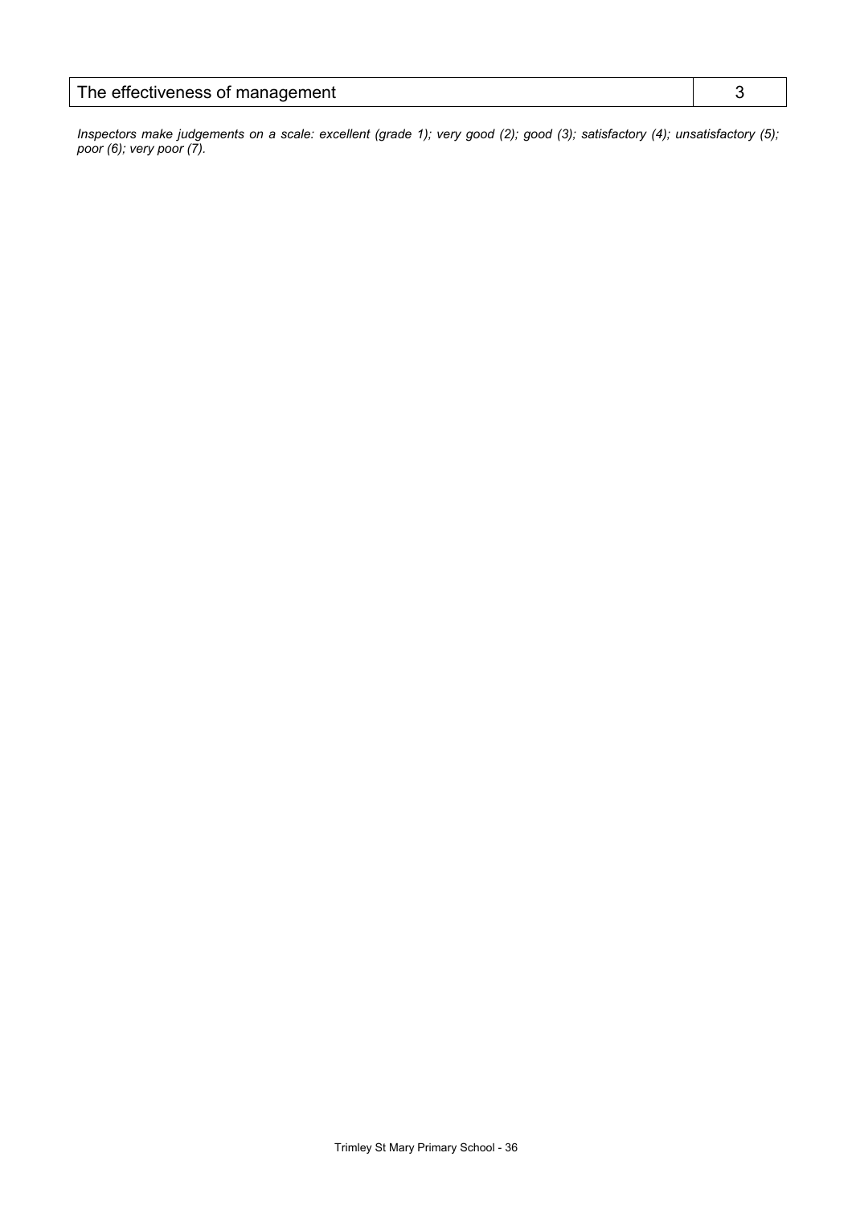| | |
|---|---|
| The effectiveness of management | 3 |

*Inspectors make judgements on a scale: excellent (grade 1); very good (2); good (3); satisfactory (4); unsatisfactory (5); poor (6); very poor (7).*